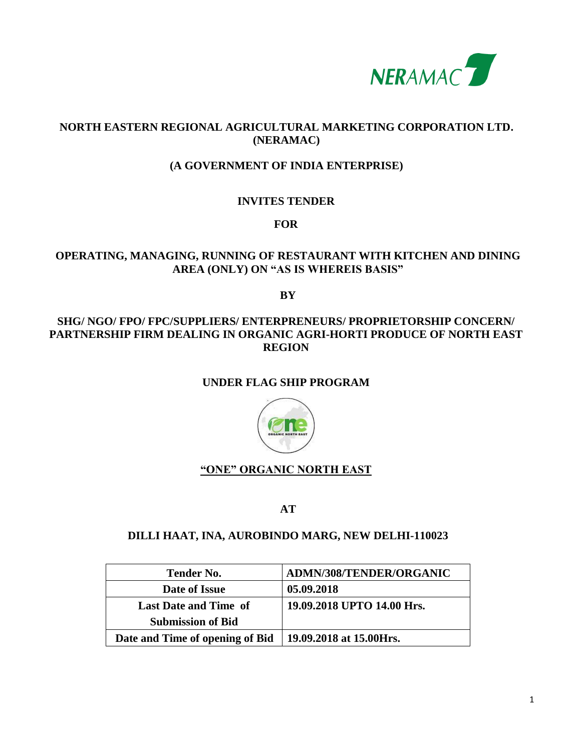NERAMAC

# NORTH EASTERN REGIONAL AGRICULTURAL MARKETING CORPORATION LTD. (NERAMAC)

## (A GOVERNMENT OF INDIA ENTERPRISE)

**INVITES TENDER**

**FOR**

## OPERATING, MANAGING, RUNNING OF RESTAURANT WITH KITCHEN AND DINING AREA (ONLY) ON "AS IS WHEREIS BASIS"

**BY**

## SHG/ NGO/ FPO/ FPC/SUPPLIERS/ ENTERPRENEURS/ PROPRIETORSHIP CONCERN/ PARTNERSHIP FIRM DEALING IN ORGANIC AGRI-HORTI PRODUCE OF NORTH EAST REGION

**UNDER FLAG SHIP PROGRAM**

ONE ORGANIC NORTH EAST

**"ONE" ORGANIC NORTH EAST**

**AT**

**DILLI HAAT, INA, AUROBINDO MARG, NEW DELHI-110023**

| Tender No. | ADMN/308/TENDER/ORGANIC |
|---|---|
| Date of Issue | 05.09.2018 |
| Last Date and Time of Submission of Bid | 19.09.2018 UPTO 14.00 Hrs. |
| Date and Time of opening of Bid | 19.09.2018 at 15.00Hrs. |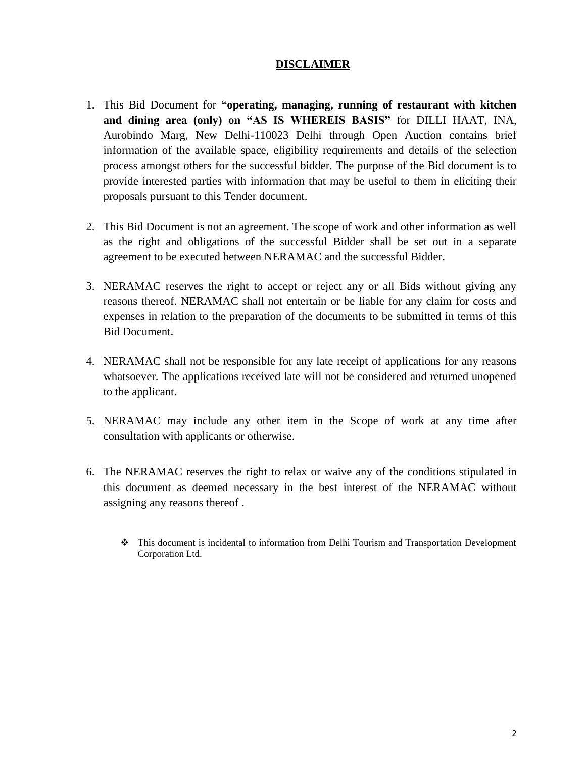# DISCLAIMER

1. This Bid Document for **"operating, managing, running of restaurant with kitchen and dining area (only) on "AS IS WHEREIS BASIS"** for DILLI HAAT, INA, Aurobindo Marg, New Delhi-110023 Delhi through Open Auction contains brief information of the available space, eligibility requirements and details of the selection process amongst others for the successful bidder. The purpose of the Bid document is to provide interested parties with information that may be useful to them in eliciting their proposals pursuant to this Tender document.

2. This Bid Document is not an agreement. The scope of work and other information as well as the right and obligations of the successful Bidder shall be set out in a separate agreement to be executed between NERAMAC and the successful Bidder.

3. NERAMAC reserves the right to accept or reject any or all Bids without giving any reasons thereof. NERAMAC shall not entertain or be liable for any claim for costs and expenses in relation to the preparation of the documents to be submitted in terms of this Bid Document.

4. NERAMAC shall not be responsible for any late receipt of applications for any reasons whatsoever. The applications received late will not be considered and returned unopened to the applicant.

5. NERAMAC may include any other item in the Scope of work at any time after consultation with applicants or otherwise.

6. The NERAMAC reserves the right to relax or waive any of the conditions stipulated in this document as deemed necessary in the best interest of the NERAMAC without assigning any reasons thereof .

- This document is incidental to information from Delhi Tourism and Transportation Development Corporation Ltd.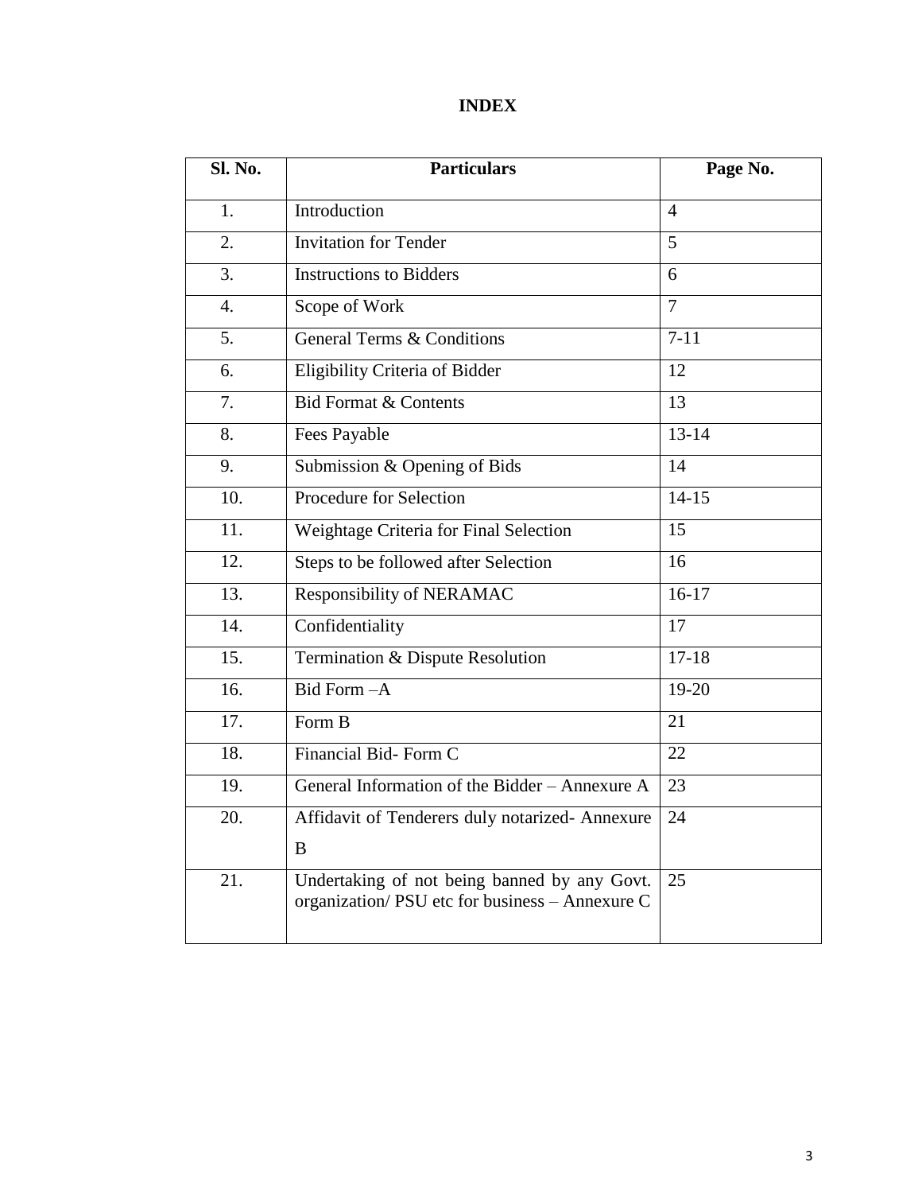# INDEX

| Sl. No. | Particulars | Page No. |
|---|---|---|
| 1. | Introduction | 4 |
| 2. | Invitation for Tender | 5 |
| 3. | Instructions to Bidders | 6 |
| 4. | Scope of Work | 7 |
| 5. | General Terms & Conditions | 7-11 |
| 6. | Eligibility Criteria of Bidder | 12 |
| 7. | Bid Format & Contents | 13 |
| 8. | Fees Payable | 13-14 |
| 9. | Submission & Opening of Bids | 14 |
| 10. | Procedure for Selection | 14-15 |
| 11. | Weightage Criteria for Final Selection | 15 |
| 12. | Steps to be followed after Selection | 16 |
| 13. | Responsibility of NERAMAC | 16-17 |
| 14. | Confidentiality | 17 |
| 15. | Termination & Dispute Resolution | 17-18 |
| 16. | Bid Form –A | 19-20 |
| 17. | Form B | 21 |
| 18. | Financial Bid- Form C | 22 |
| 19. | General Information of the Bidder – Annexure A | 23 |
| 20. | Affidavit of Tenderers duly notarized- Annexure B | 24 |
| 21. | Undertaking of not being banned by any Govt. organization/ PSU etc for business – Annexure C | 25 |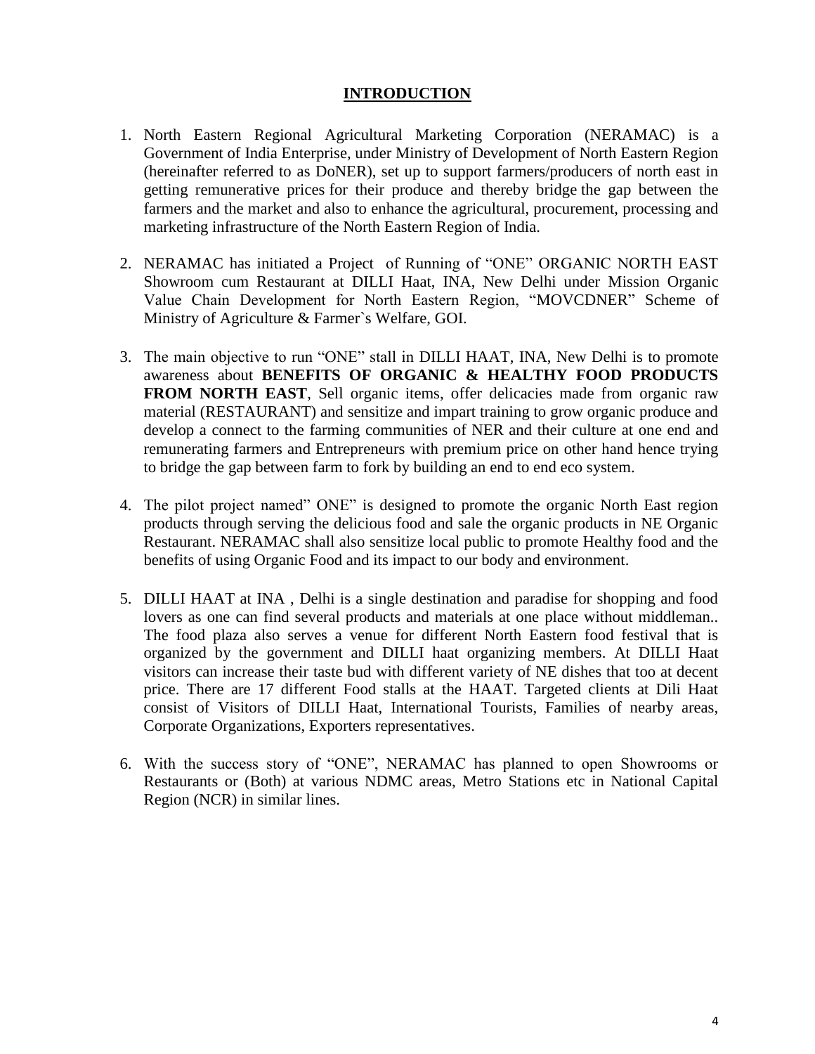# INTRODUCTION

1. North Eastern Regional Agricultural Marketing Corporation (NERAMAC) is a Government of India Enterprise, under Ministry of Development of North Eastern Region (hereinafter referred to as DoNER), set up to support farmers/producers of north east in getting remunerative prices for their produce and thereby bridge the gap between the farmers and the market and also to enhance the agricultural, procurement, processing and marketing infrastructure of the North Eastern Region of India.

2. NERAMAC has initiated a Project of Running of "ONE" ORGANIC NORTH EAST Showroom cum Restaurant at DILLI Haat, INA, New Delhi under Mission Organic Value Chain Development for North Eastern Region, "MOVCDNER" Scheme of Ministry of Agriculture & Farmer`s Welfare, GOI.

3. The main objective to run "ONE" stall in DILLI HAAT, INA, New Delhi is to promote awareness about **BENEFITS OF ORGANIC & HEALTHY FOOD PRODUCTS FROM NORTH EAST**, Sell organic items, offer delicacies made from organic raw material (RESTAURANT) and sensitize and impart training to grow organic produce and develop a connect to the farming communities of NER and their culture at one end and remunerating farmers and Entrepreneurs with premium price on other hand hence trying to bridge the gap between farm to fork by building an end to end eco system.

4. The pilot project named" ONE" is designed to promote the organic North East region products through serving the delicious food and sale the organic products in NE Organic Restaurant. NERAMAC shall also sensitize local public to promote Healthy food and the benefits of using Organic Food and its impact to our body and environment.

5. DILLI HAAT at INA , Delhi is a single destination and paradise for shopping and food lovers as one can find several products and materials at one place without middleman.. The food plaza also serves a venue for different North Eastern food festival that is organized by the government and DILLI haat organizing members. At DILLI Haat visitors can increase their taste bud with different variety of NE dishes that too at decent price. There are 17 different Food stalls at the HAAT. Targeted clients at Dili Haat consist of Visitors of DILLI Haat, International Tourists, Families of nearby areas, Corporate Organizations, Exporters representatives.

6. With the success story of "ONE", NERAMAC has planned to open Showrooms or Restaurants or (Both) at various NDMC areas, Metro Stations etc in National Capital Region (NCR) in similar lines.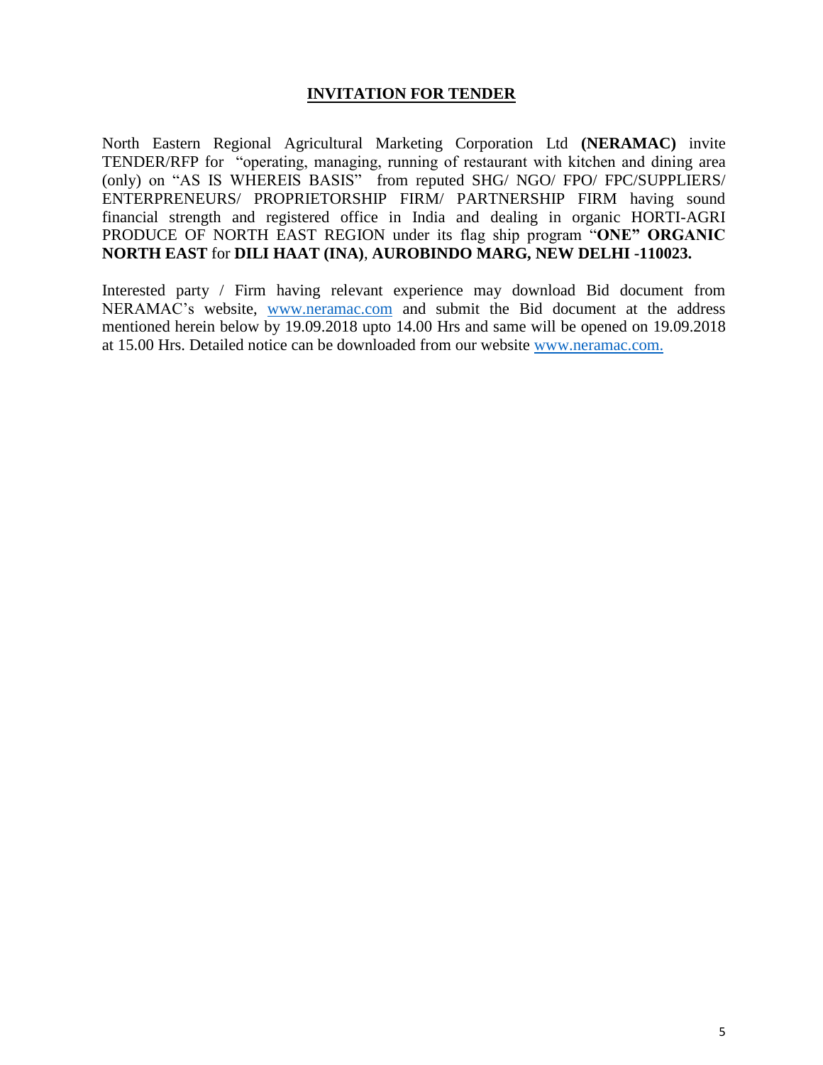## INVITATION FOR TENDER

North Eastern Regional Agricultural Marketing Corporation Ltd **(NERAMAC)** invite TENDER/RFP for "operating, managing, running of restaurant with kitchen and dining area (only) on "AS IS WHEREIS BASIS" from reputed SHG/ NGO/ FPO/ FPC/SUPPLIERS/ ENTERPRENEURS/ PROPRIETORSHIP FIRM/ PARTNERSHIP FIRM having sound financial strength and registered office in India and dealing in organic HORTI-AGRI PRODUCE OF NORTH EAST REGION under its flag ship program "**ONE" ORGANIC NORTH EAST** for **DILI HAAT (INA)**, **AUROBINDO MARG, NEW DELHI -110023.**

Interested party / Firm having relevant experience may download Bid document from NERAMAC's website, [www.neramac.com](http://www.neramac.com) and submit the Bid document at the address mentioned herein below by 19.09.2018 upto 14.00 Hrs and same will be opened on 19.09.2018 at 15.00 Hrs. Detailed notice can be downloaded from our website [www.neramac.com.](http://www.neramac.com)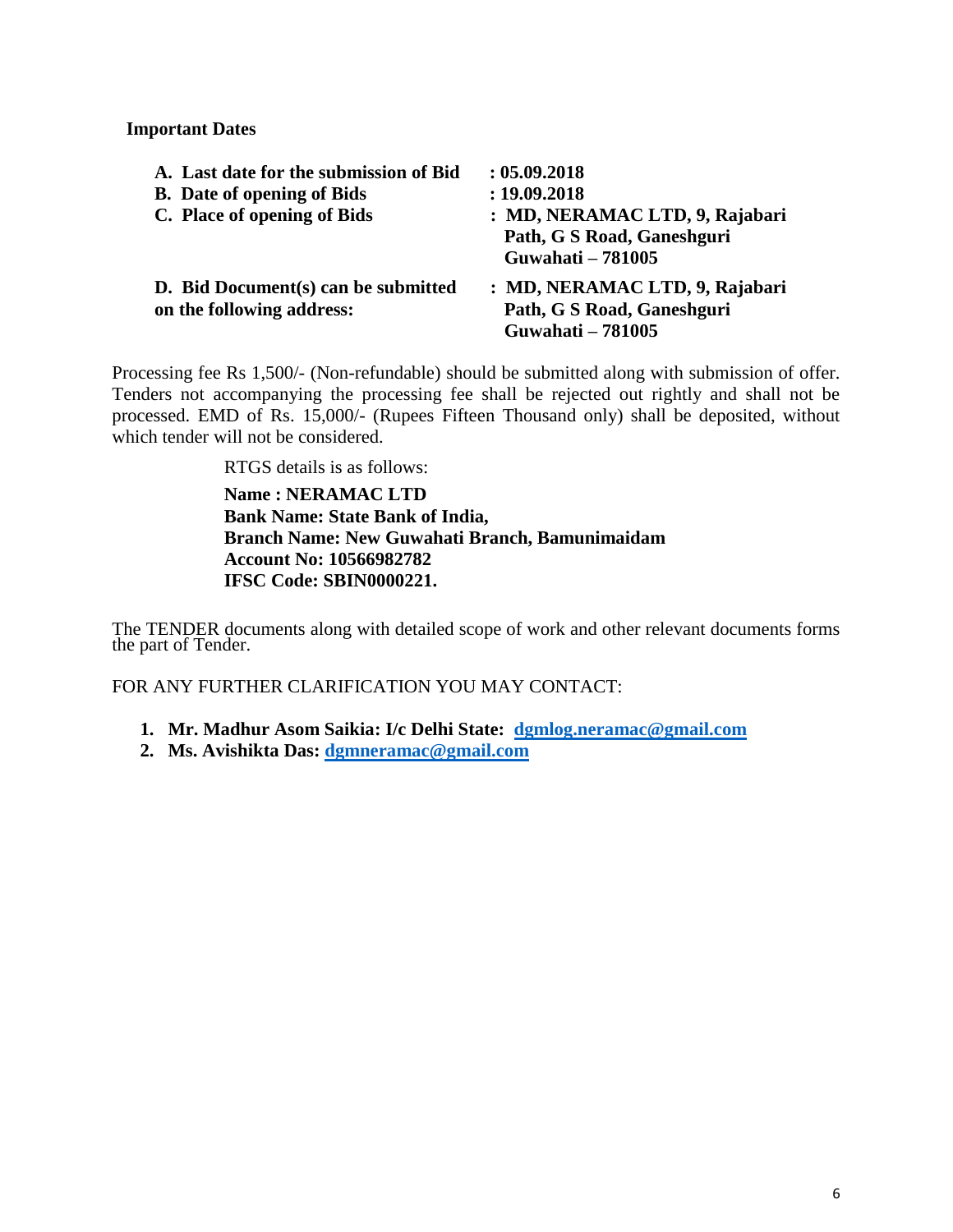**Important Dates**

| | |
|---|---|
| **A. Last date for the submission of Bid** | **: 05.09.2018** |
| **B. Date of opening of Bids** | **: 19.09.2018** |
| **C. Place of opening of Bids** | **: MD, NERAMAC LTD, 9, Rajabari Path, G S Road, Ganeshguri Guwahati – 781005** |
| **D. Bid Document(s) can be submitted on the following address:** | **: MD, NERAMAC LTD, 9, Rajabari Path, G S Road, Ganeshguri Guwahati – 781005** |

Processing fee Rs 1,500/- (Non-refundable) should be submitted along with submission of offer. Tenders not accompanying the processing fee shall be rejected out rightly and shall not be processed. EMD of Rs. 15,000/- (Rupees Fifteen Thousand only) shall be deposited, without which tender will not be considered.

RTGS details is as follows:

**Name : NERAMAC LTD**
**Bank Name: State Bank of India,**
**Branch Name: New Guwahati Branch, Bamunimaidam**
**Account No: 10566982782**
**IFSC Code: SBIN0000221.**

The TENDER documents along with detailed scope of work and other relevant documents forms the part of Tender.

FOR ANY FURTHER CLARIFICATION YOU MAY CONTACT:

1. **Mr. Madhur Asom Saikia: I/c Delhi State: dgmlog.neramac@gmail.com**
2. **Ms. Avishikta Das: dgmneramac@gmail.com**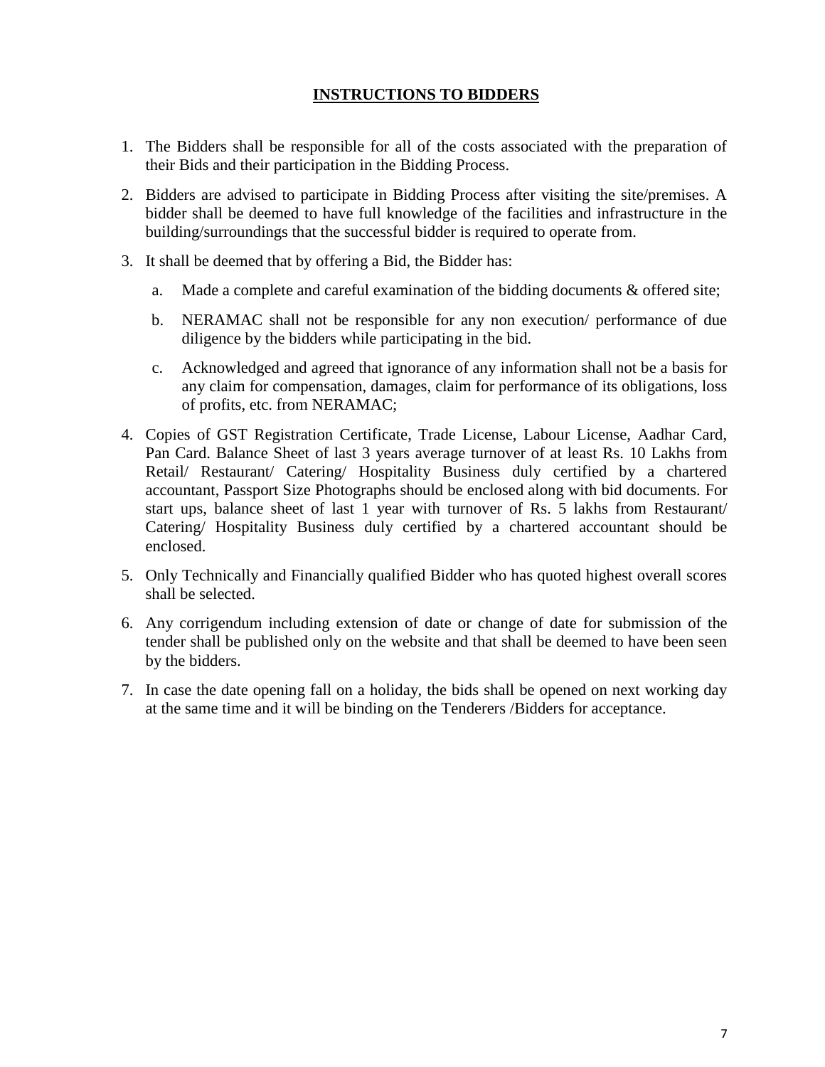## INSTRUCTIONS TO BIDDERS

1. The Bidders shall be responsible for all of the costs associated with the preparation of their Bids and their participation in the Bidding Process.
2. Bidders are advised to participate in Bidding Process after visiting the site/premises. A bidder shall be deemed to have full knowledge of the facilities and infrastructure in the building/surroundings that the successful bidder is required to operate from.
3. It shall be deemed that by offering a Bid, the Bidder has:
   a. Made a complete and careful examination of the bidding documents & offered site;
   b. NERAMAC shall not be responsible for any non execution/ performance of due diligence by the bidders while participating in the bid.
   c. Acknowledged and agreed that ignorance of any information shall not be a basis for any claim for compensation, damages, claim for performance of its obligations, loss of profits, etc. from NERAMAC;
4. Copies of GST Registration Certificate, Trade License, Labour License, Aadhar Card, Pan Card. Balance Sheet of last 3 years average turnover of at least Rs. 10 Lakhs from Retail/ Restaurant/ Catering/ Hospitality Business duly certified by a chartered accountant, Passport Size Photographs should be enclosed along with bid documents. For start ups, balance sheet of last 1 year with turnover of Rs. 5 lakhs from Restaurant/ Catering/ Hospitality Business duly certified by a chartered accountant should be enclosed.
5. Only Technically and Financially qualified Bidder who has quoted highest overall scores shall be selected.
6. Any corrigendum including extension of date or change of date for submission of the tender shall be published only on the website and that shall be deemed to have been seen by the bidders.
7. In case the date opening fall on a holiday, the bids shall be opened on next working day at the same time and it will be binding on the Tenderers /Bidders for acceptance.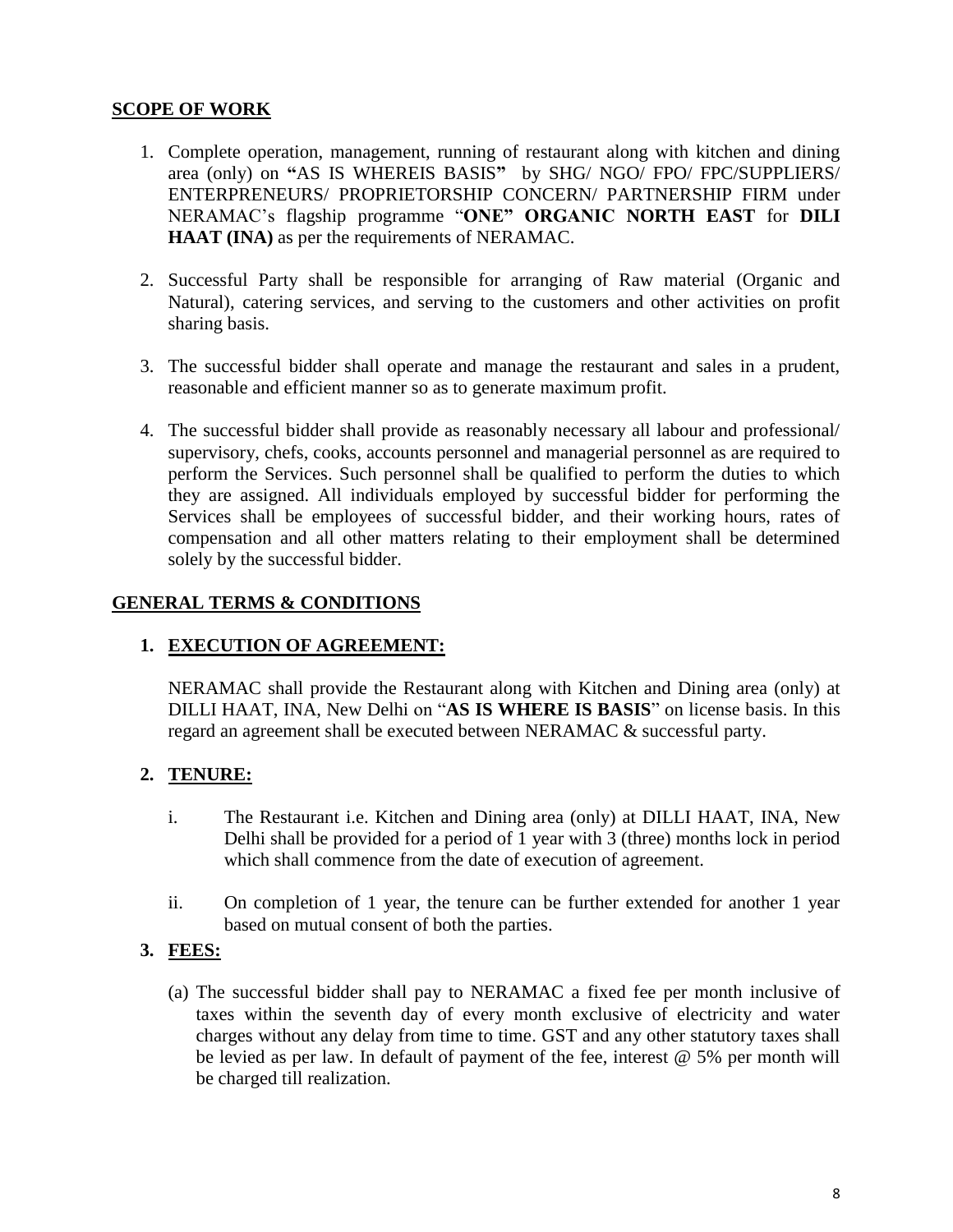## SCOPE OF WORK

1. Complete operation, management, running of restaurant along with kitchen and dining area (only) on **"**AS IS WHEREIS BASIS**"** by SHG/ NGO/ FPO/ FPC/SUPPLIERS/ ENTERPRENEURS/ PROPRIETORSHIP CONCERN/ PARTNERSHIP FIRM under NERAMAC's flagship programme "**ONE" ORGANIC NORTH EAST** for **DILI HAAT (INA)** as per the requirements of NERAMAC.

2. Successful Party shall be responsible for arranging of Raw material (Organic and Natural), catering services, and serving to the customers and other activities on profit sharing basis.

3. The successful bidder shall operate and manage the restaurant and sales in a prudent, reasonable and efficient manner so as to generate maximum profit.

4. The successful bidder shall provide as reasonably necessary all labour and professional/ supervisory, chefs, cooks, accounts personnel and managerial personnel as are required to perform the Services. Such personnel shall be qualified to perform the duties to which they are assigned. All individuals employed by successful bidder for performing the Services shall be employees of successful bidder, and their working hours, rates of compensation and all other matters relating to their employment shall be determined solely by the successful bidder.

## GENERAL TERMS & CONDITIONS

### 1. EXECUTION OF AGREEMENT:

NERAMAC shall provide the Restaurant along with Kitchen and Dining area (only) at DILLI HAAT, INA, New Delhi on "**AS IS WHERE IS BASIS**" on license basis. In this regard an agreement shall be executed between NERAMAC & successful party.

### 2. TENURE:

i. The Restaurant i.e. Kitchen and Dining area (only) at DILLI HAAT, INA, New Delhi shall be provided for a period of 1 year with 3 (three) months lock in period which shall commence from the date of execution of agreement.

ii. On completion of 1 year, the tenure can be further extended for another 1 year based on mutual consent of both the parties.

### 3. FEES:

(a) The successful bidder shall pay to NERAMAC a fixed fee per month inclusive of taxes within the seventh day of every month exclusive of electricity and water charges without any delay from time to time. GST and any other statutory taxes shall be levied as per law. In default of payment of the fee, interest @ 5% per month will be charged till realization.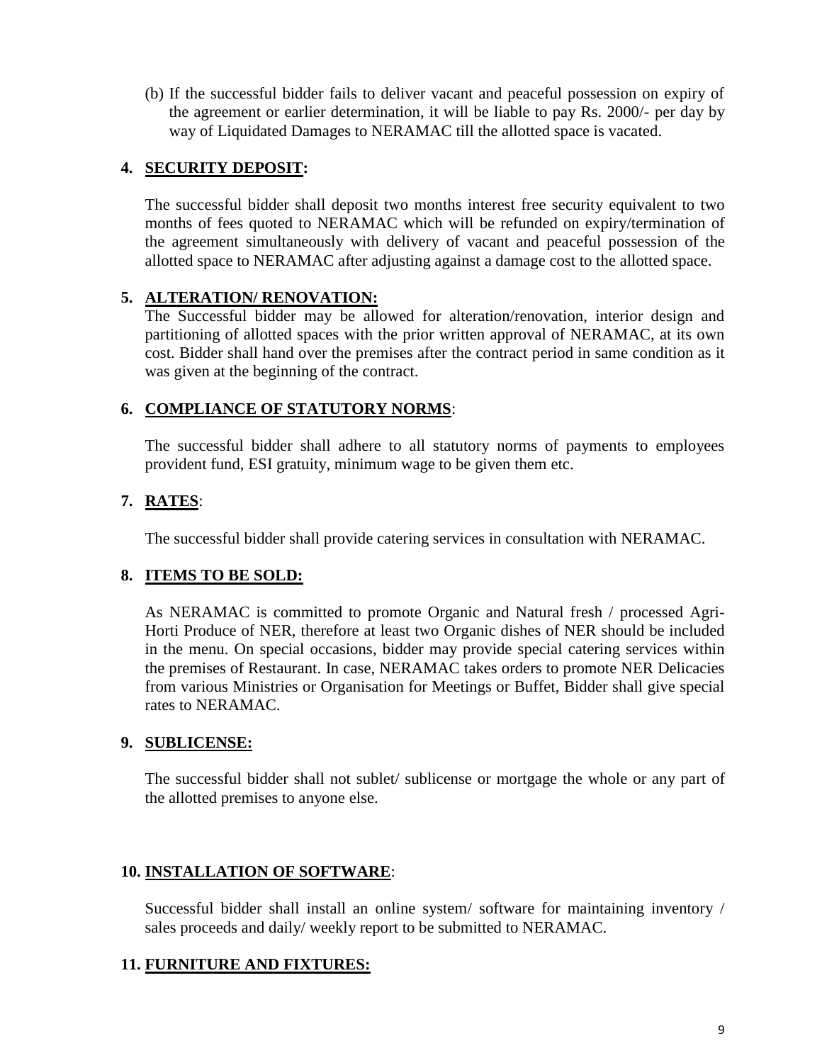(b) If the successful bidder fails to deliver vacant and peaceful possession on expiry of the agreement or earlier determination, it will be liable to pay Rs. 2000/- per day by way of Liquidated Damages to NERAMAC till the allotted space is vacated.

## 4. **SECURITY DEPOSIT:**

The successful bidder shall deposit two months interest free security equivalent to two months of fees quoted to NERAMAC which will be refunded on expiry/termination of the agreement simultaneously with delivery of vacant and peaceful possession of the allotted space to NERAMAC after adjusting against a damage cost to the allotted space.

## 5. **ALTERATION/ RENOVATION:**

The Successful bidder may be allowed for alteration/renovation, interior design and partitioning of allotted spaces with the prior written approval of NERAMAC, at its own cost. Bidder shall hand over the premises after the contract period in same condition as it was given at the beginning of the contract.

## 6. **COMPLIANCE OF STATUTORY NORMS**:

The successful bidder shall adhere to all statutory norms of payments to employees provident fund, ESI gratuity, minimum wage to be given them etc.

## 7. **RATES**:

The successful bidder shall provide catering services in consultation with NERAMAC.

## 8. **ITEMS TO BE SOLD:**

As NERAMAC is committed to promote Organic and Natural fresh / processed Agri-Horti Produce of NER, therefore at least two Organic dishes of NER should be included in the menu. On special occasions, bidder may provide special catering services within the premises of Restaurant. In case, NERAMAC takes orders to promote NER Delicacies from various Ministries or Organisation for Meetings or Buffet, Bidder shall give special rates to NERAMAC.

## 9. **SUBLICENSE:**

The successful bidder shall not sublet/ sublicense or mortgage the whole or any part of the allotted premises to anyone else.

## 10. **INSTALLATION OF SOFTWARE**:

Successful bidder shall install an online system/ software for maintaining inventory / sales proceeds and daily/ weekly report to be submitted to NERAMAC.

## 11. **FURNITURE AND FIXTURES:**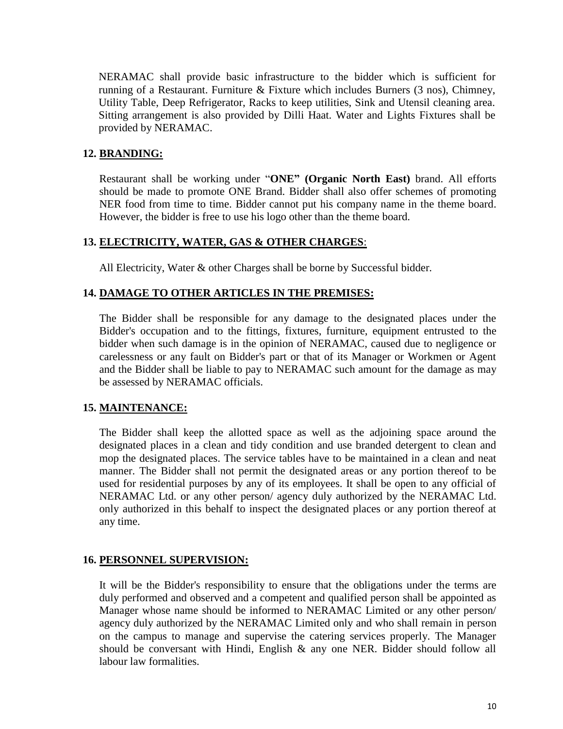NERAMAC shall provide basic infrastructure to the bidder which is sufficient for running of a Restaurant. Furniture & Fixture which includes Burners (3 nos), Chimney, Utility Table, Deep Refrigerator, Racks to keep utilities, Sink and Utensil cleaning area. Sitting arrangement is also provided by Dilli Haat. Water and Lights Fixtures shall be provided by NERAMAC.

## 12. BRANDING:

Restaurant shall be working under "**ONE" (Organic North East)** brand. All efforts should be made to promote ONE Brand. Bidder shall also offer schemes of promoting NER food from time to time. Bidder cannot put his company name in the theme board. However, the bidder is free to use his logo other than the theme board.

## 13. ELECTRICITY, WATER, GAS & OTHER CHARGES:

All Electricity, Water & other Charges shall be borne by Successful bidder.

## 14. DAMAGE TO OTHER ARTICLES IN THE PREMISES:

The Bidder shall be responsible for any damage to the designated places under the Bidder's occupation and to the fittings, fixtures, furniture, equipment entrusted to the bidder when such damage is in the opinion of NERAMAC, caused due to negligence or carelessness or any fault on Bidder's part or that of its Manager or Workmen or Agent and the Bidder shall be liable to pay to NERAMAC such amount for the damage as may be assessed by NERAMAC officials.

## 15. MAINTENANCE:

The Bidder shall keep the allotted space as well as the adjoining space around the designated places in a clean and tidy condition and use branded detergent to clean and mop the designated places. The service tables have to be maintained in a clean and neat manner. The Bidder shall not permit the designated areas or any portion thereof to be used for residential purposes by any of its employees. It shall be open to any official of NERAMAC Ltd. or any other person/ agency duly authorized by the NERAMAC Ltd. only authorized in this behalf to inspect the designated places or any portion thereof at any time.

## 16. PERSONNEL SUPERVISION:

It will be the Bidder's responsibility to ensure that the obligations under the terms are duly performed and observed and a competent and qualified person shall be appointed as Manager whose name should be informed to NERAMAC Limited or any other person/ agency duly authorized by the NERAMAC Limited only and who shall remain in person on the campus to manage and supervise the catering services properly. The Manager should be conversant with Hindi, English & any one NER. Bidder should follow all labour law formalities.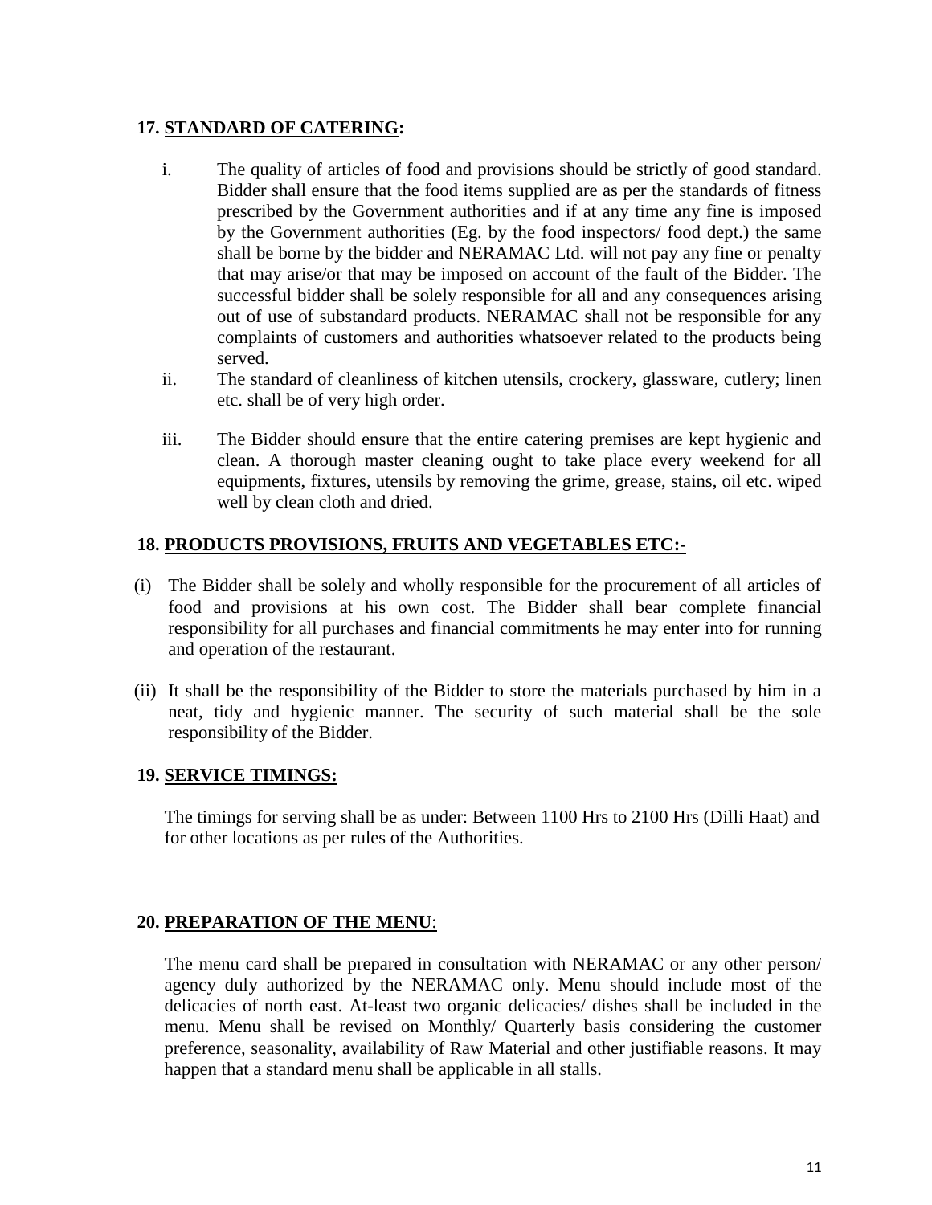## 17. STANDARD OF CATERING:

i. The quality of articles of food and provisions should be strictly of good standard. Bidder shall ensure that the food items supplied are as per the standards of fitness prescribed by the Government authorities and if at any time any fine is imposed by the Government authorities (Eg. by the food inspectors/ food dept.) the same shall be borne by the bidder and NERAMAC Ltd. will not pay any fine or penalty that may arise/or that may be imposed on account of the fault of the Bidder. The successful bidder shall be solely responsible for all and any consequences arising out of use of substandard products. NERAMAC shall not be responsible for any complaints of customers and authorities whatsoever related to the products being served.

ii. The standard of cleanliness of kitchen utensils, crockery, glassware, cutlery; linen etc. shall be of very high order.

iii. The Bidder should ensure that the entire catering premises are kept hygienic and clean. A thorough master cleaning ought to take place every weekend for all equipments, fixtures, utensils by removing the grime, grease, stains, oil etc. wiped well by clean cloth and dried.

## 18. PRODUCTS PROVISIONS, FRUITS AND VEGETABLES ETC:-

(i) The Bidder shall be solely and wholly responsible for the procurement of all articles of food and provisions at his own cost. The Bidder shall bear complete financial responsibility for all purchases and financial commitments he may enter into for running and operation of the restaurant.

(ii) It shall be the responsibility of the Bidder to store the materials purchased by him in a neat, tidy and hygienic manner. The security of such material shall be the sole responsibility of the Bidder.

## 19. SERVICE TIMINGS:

The timings for serving shall be as under: Between 1100 Hrs to 2100 Hrs (Dilli Haat) and for other locations as per rules of the Authorities.

## 20. PREPARATION OF THE MENU:

The menu card shall be prepared in consultation with NERAMAC or any other person/ agency duly authorized by the NERAMAC only. Menu should include most of the delicacies of north east. At-least two organic delicacies/ dishes shall be included in the menu. Menu shall be revised on Monthly/ Quarterly basis considering the customer preference, seasonality, availability of Raw Material and other justifiable reasons. It may happen that a standard menu shall be applicable in all stalls.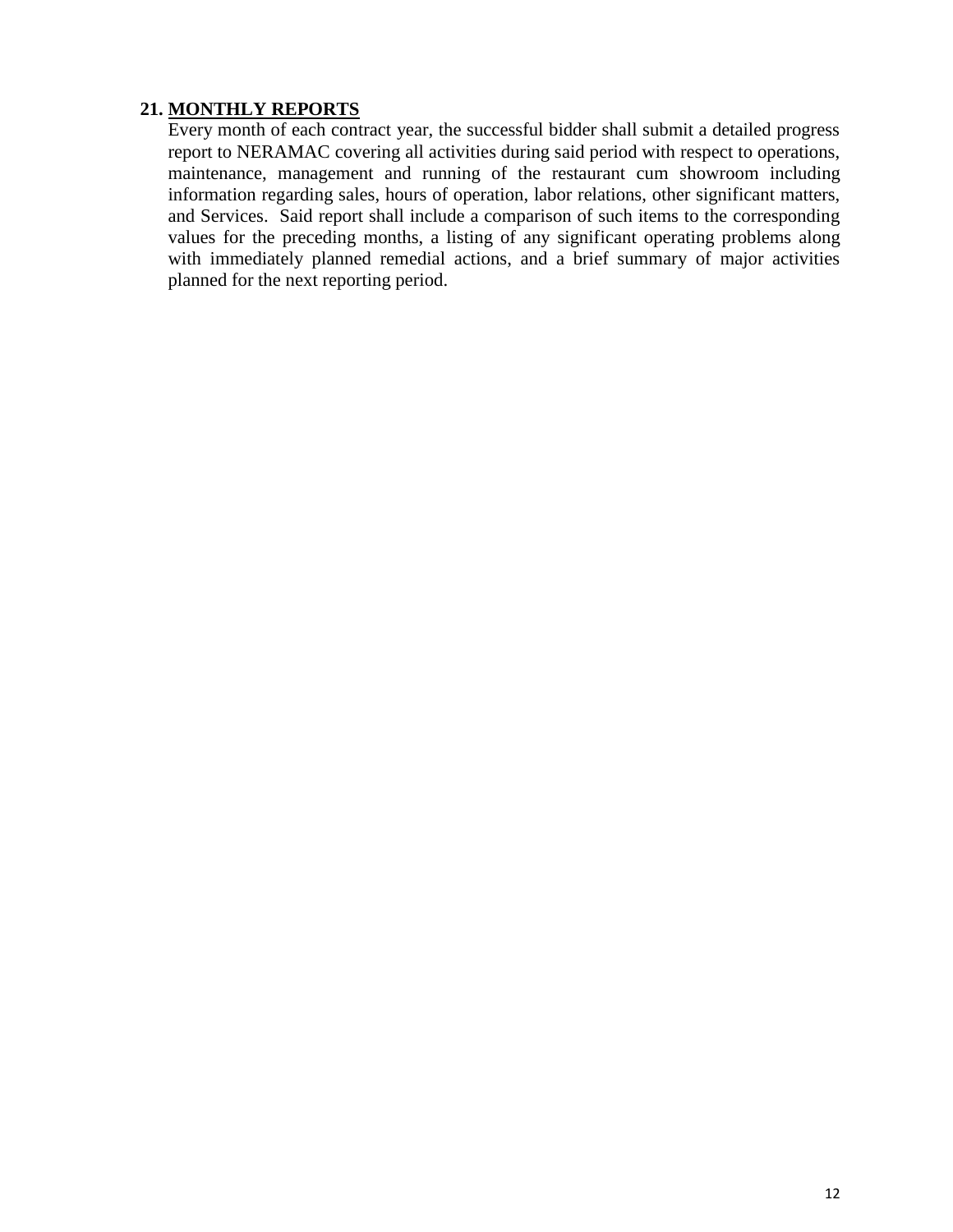**21. <u>MONTHLY REPORTS</u>**

Every month of each contract year, the successful bidder shall submit a detailed progress report to NERAMAC covering all activities during said period with respect to operations, maintenance, management and running of the restaurant cum showroom including information regarding sales, hours of operation, labor relations, other significant matters, and Services. Said report shall include a comparison of such items to the corresponding values for the preceding months, a listing of any significant operating problems along with immediately planned remedial actions, and a brief summary of major activities planned for the next reporting period.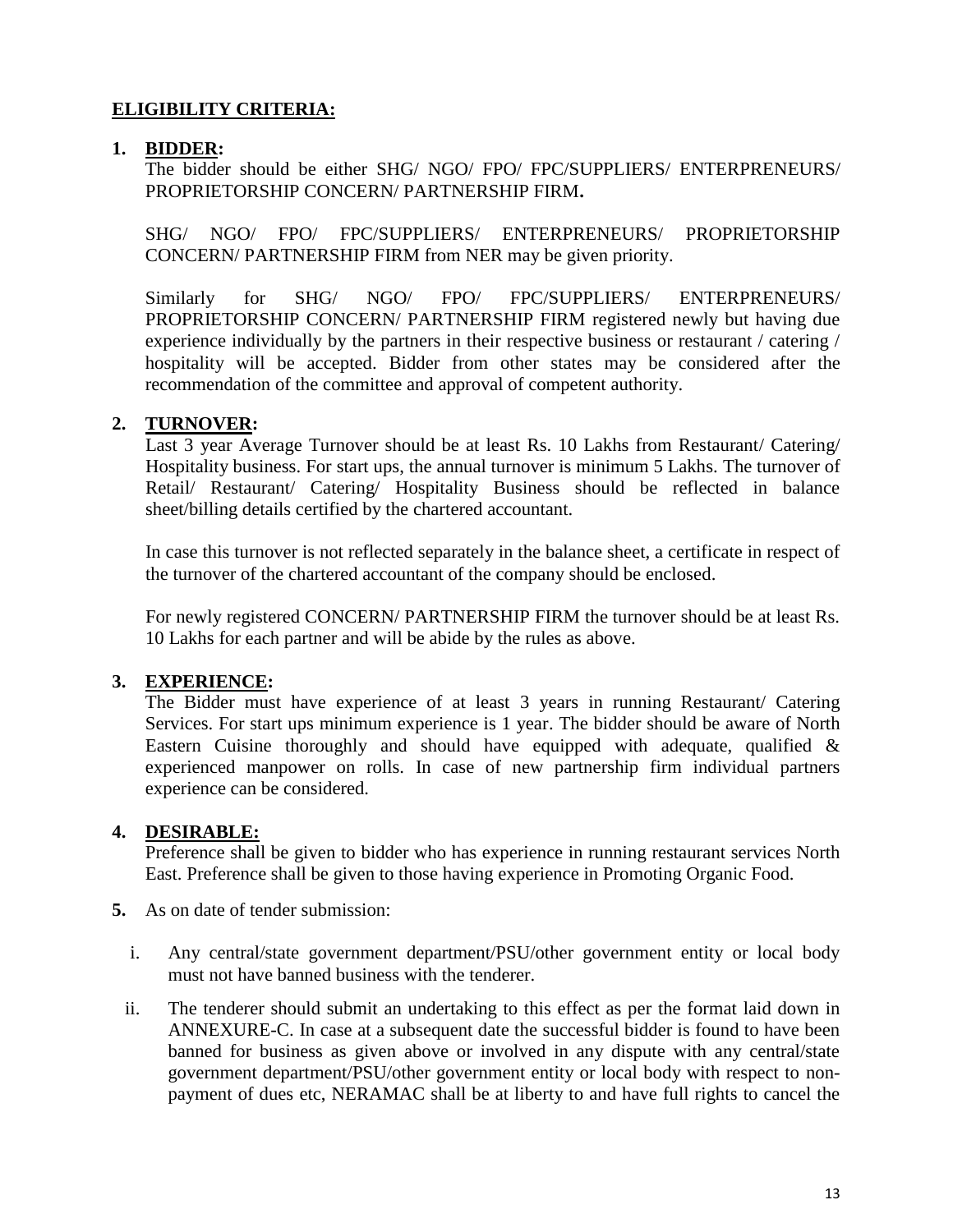## ELIGIBILITY CRITERIA:

1. **BIDDER:**

   The bidder should be either SHG/ NGO/ FPO/ FPC/SUPPLIERS/ ENTERPRENEURS/ PROPRIETORSHIP CONCERN/ PARTNERSHIP FIRM**.**

   SHG/ NGO/ FPO/ FPC/SUPPLIERS/ ENTERPRENEURS/ PROPRIETORSHIP CONCERN/ PARTNERSHIP FIRM from NER may be given priority.

   Similarly for SHG/ NGO/ FPO/ FPC/SUPPLIERS/ ENTERPRENEURS/ PROPRIETORSHIP CONCERN/ PARTNERSHIP FIRM registered newly but having due experience individually by the partners in their respective business or restaurant / catering / hospitality will be accepted. Bidder from other states may be considered after the recommendation of the committee and approval of competent authority.

2. **TURNOVER:**

   Last 3 year Average Turnover should be at least Rs. 10 Lakhs from Restaurant/ Catering/ Hospitality business. For start ups, the annual turnover is minimum 5 Lakhs. The turnover of Retail/ Restaurant/ Catering/ Hospitality Business should be reflected in balance sheet/billing details certified by the chartered accountant.

   In case this turnover is not reflected separately in the balance sheet, a certificate in respect of the turnover of the chartered accountant of the company should be enclosed.

   For newly registered CONCERN/ PARTNERSHIP FIRM the turnover should be at least Rs. 10 Lakhs for each partner and will be abide by the rules as above.

3. **EXPERIENCE:**

   The Bidder must have experience of at least 3 years in running Restaurant/ Catering Services. For start ups minimum experience is 1 year. The bidder should be aware of North Eastern Cuisine thoroughly and should have equipped with adequate, qualified & experienced manpower on rolls. In case of new partnership firm individual partners experience can be considered.

4. **DESIRABLE:**

   Preference shall be given to bidder who has experience in running restaurant services North East. Preference shall be given to those having experience in Promoting Organic Food.

5. As on date of tender submission:

   i. Any central/state government department/PSU/other government entity or local body must not have banned business with the tenderer.

   ii. The tenderer should submit an undertaking to this effect as per the format laid down in ANNEXURE-C. In case at a subsequent date the successful bidder is found to have been banned for business as given above or involved in any dispute with any central/state government department/PSU/other government entity or local body with respect to non-payment of dues etc, NERAMAC shall be at liberty to and have full rights to cancel the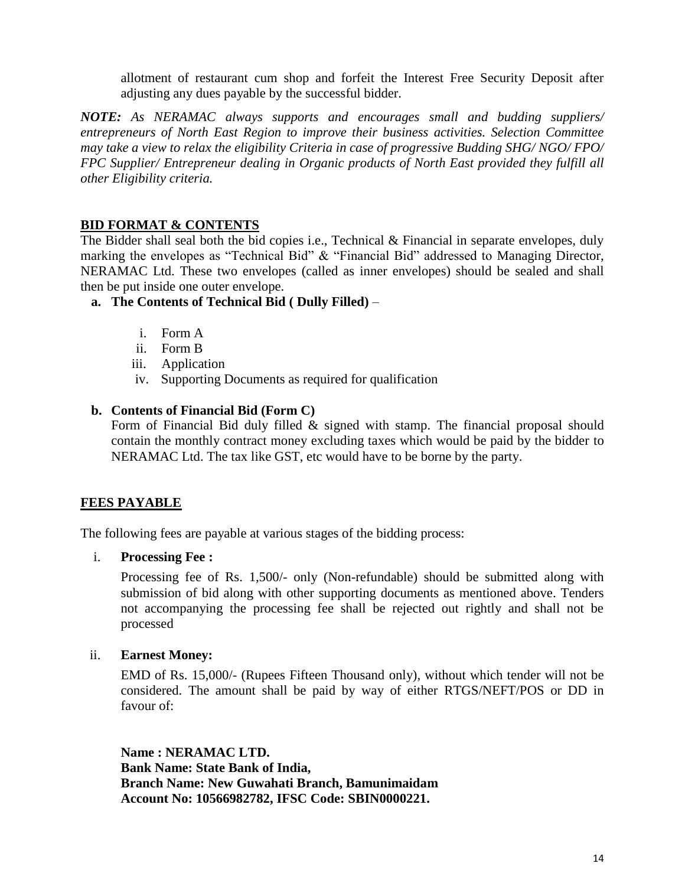allotment of restaurant cum shop and forfeit the Interest Free Security Deposit after adjusting any dues payable by the successful bidder.

***NOTE:*** *As NERAMAC always supports and encourages small and budding suppliers/ entrepreneurs of North East Region to improve their business activities. Selection Committee may take a view to relax the eligibility Criteria in case of progressive Budding SHG/ NGO/ FPO/ FPC Supplier/ Entrepreneur dealing in Organic products of North East provided they fulfill all other Eligibility criteria.*

## BID FORMAT & CONTENTS

The Bidder shall seal both the bid copies i.e., Technical & Financial in separate envelopes, duly marking the envelopes as "Technical Bid" & "Financial Bid" addressed to Managing Director, NERAMAC Ltd. These two envelopes (called as inner envelopes) should be sealed and shall then be put inside one outer envelope.

**a. The Contents of Technical Bid ( Dully Filled)** –

i. Form A
ii. Form B
iii. Application
iv. Supporting Documents as required for qualification

**b. Contents of Financial Bid (Form C)**

Form of Financial Bid duly filled & signed with stamp. The financial proposal should contain the monthly contract money excluding taxes which would be paid by the bidder to NERAMAC Ltd. The tax like GST, etc would have to be borne by the party.

## FEES PAYABLE

The following fees are payable at various stages of the bidding process:

i. **Processing Fee :**

Processing fee of Rs. 1,500/- only (Non-refundable) should be submitted along with submission of bid along with other supporting documents as mentioned above. Tenders not accompanying the processing fee shall be rejected out rightly and shall not be processed

ii. **Earnest Money:**

EMD of Rs. 15,000/- (Rupees Fifteen Thousand only), without which tender will not be considered. The amount shall be paid by way of either RTGS/NEFT/POS or DD in favour of:

**Name : NERAMAC LTD.**
**Bank Name: State Bank of India,**
**Branch Name: New Guwahati Branch, Bamunimaidam**
**Account No: 10566982782, IFSC Code: SBIN0000221.**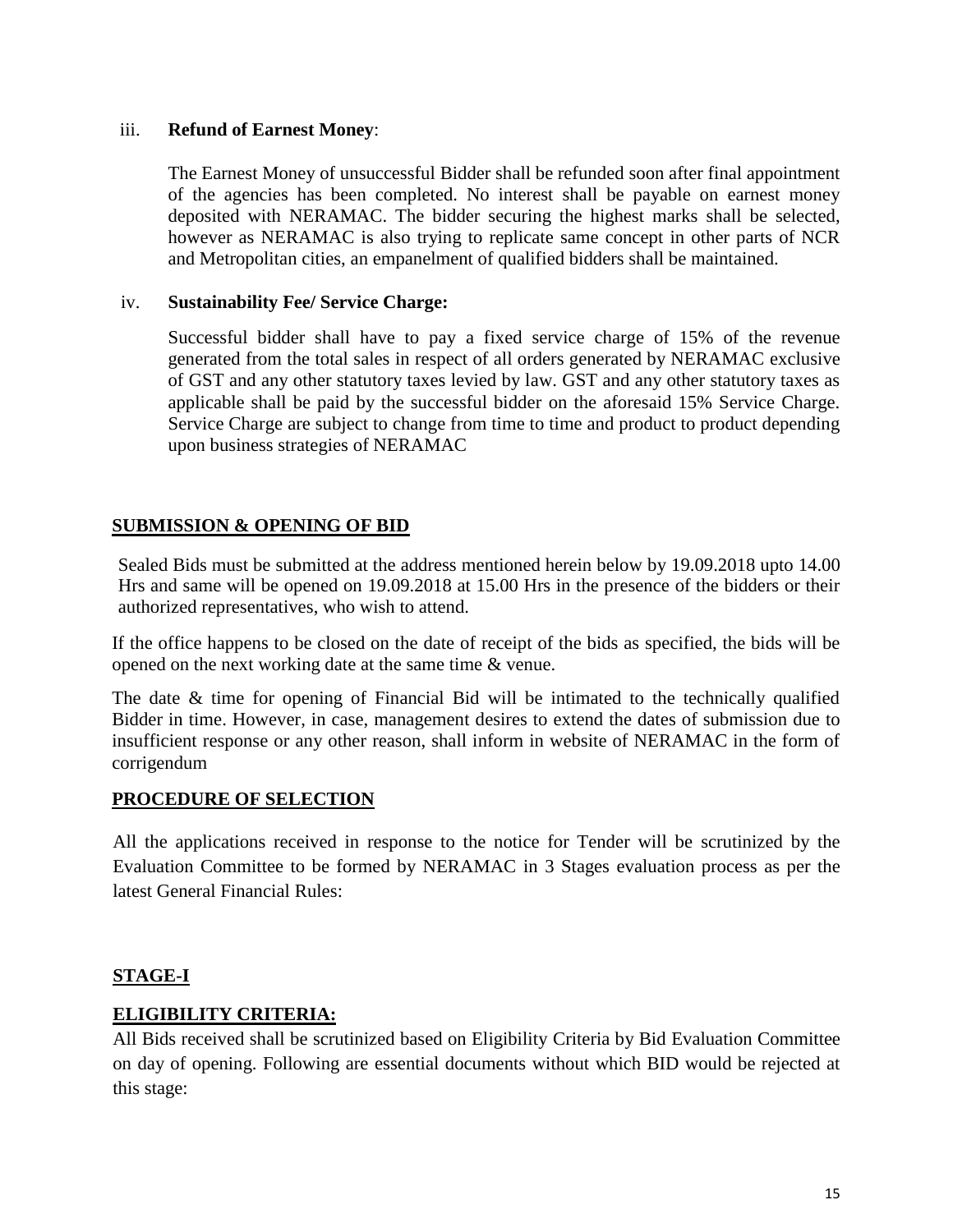iii. **Refund of Earnest Money**:

The Earnest Money of unsuccessful Bidder shall be refunded soon after final appointment of the agencies has been completed. No interest shall be payable on earnest money deposited with NERAMAC. The bidder securing the highest marks shall be selected, however as NERAMAC is also trying to replicate same concept in other parts of NCR and Metropolitan cities, an empanelment of qualified bidders shall be maintained.

iv. **Sustainability Fee/ Service Charge:**

Successful bidder shall have to pay a fixed service charge of 15% of the revenue generated from the total sales in respect of all orders generated by NERAMAC exclusive of GST and any other statutory taxes levied by law. GST and any other statutory taxes as applicable shall be paid by the successful bidder on the aforesaid 15% Service Charge. Service Charge are subject to change from time to time and product to product depending upon business strategies of NERAMAC

## SUBMISSION & OPENING OF BID

Sealed Bids must be submitted at the address mentioned herein below by 19.09.2018 upto 14.00 Hrs and same will be opened on 19.09.2018 at 15.00 Hrs in the presence of the bidders or their authorized representatives, who wish to attend.

If the office happens to be closed on the date of receipt of the bids as specified, the bids will be opened on the next working date at the same time & venue.

The date & time for opening of Financial Bid will be intimated to the technically qualified Bidder in time. However, in case, management desires to extend the dates of submission due to insufficient response or any other reason, shall inform in website of NERAMAC in the form of corrigendum

## PROCEDURE OF SELECTION

All the applications received in response to the notice for Tender will be scrutinized by the Evaluation Committee to be formed by NERAMAC in 3 Stages evaluation process as per the latest General Financial Rules:

## STAGE-I

## ELIGIBILITY CRITERIA:

All Bids received shall be scrutinized based on Eligibility Criteria by Bid Evaluation Committee on day of opening. Following are essential documents without which BID would be rejected at this stage: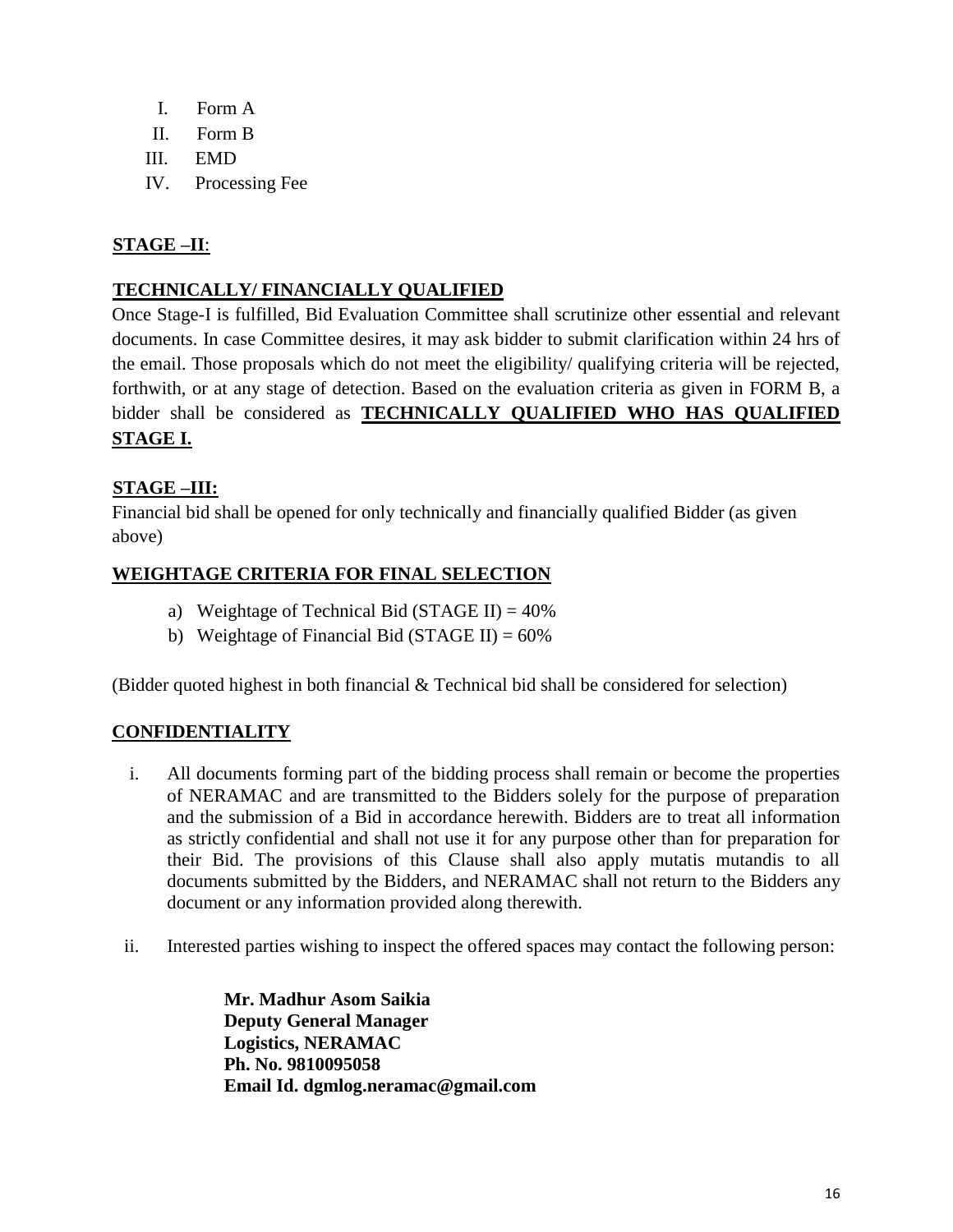I. Form A
II. Form B
III. EMD
IV. Processing Fee

**STAGE –II**:

**TECHNICALLY/ FINANCIALLY QUALIFIED**

Once Stage-I is fulfilled, Bid Evaluation Committee shall scrutinize other essential and relevant documents. In case Committee desires, it may ask bidder to submit clarification within 24 hrs of the email. Those proposals which do not meet the eligibility/ qualifying criteria will be rejected, forthwith, or at any stage of detection. Based on the evaluation criteria as given in FORM B, a bidder shall be considered as **TECHNICALLY QUALIFIED WHO HAS QUALIFIED STAGE I.**

**STAGE –III:**

Financial bid shall be opened for only technically and financially qualified Bidder (as given above)

**WEIGHTAGE CRITERIA FOR FINAL SELECTION**

a) Weightage of Technical Bid (STAGE II) = 40%
b) Weightage of Financial Bid (STAGE II) = 60%

(Bidder quoted highest in both financial & Technical bid shall be considered for selection)

**CONFIDENTIALITY**

i. All documents forming part of the bidding process shall remain or become the properties of NERAMAC and are transmitted to the Bidders solely for the purpose of preparation and the submission of a Bid in accordance herewith. Bidders are to treat all information as strictly confidential and shall not use it for any purpose other than for preparation for their Bid. The provisions of this Clause shall also apply mutatis mutandis to all documents submitted by the Bidders, and NERAMAC shall not return to the Bidders any document or any information provided along therewith.

ii. Interested parties wishing to inspect the offered spaces may contact the following person:

**Mr. Madhur Asom Saikia**
**Deputy General Manager**
**Logistics, NERAMAC**
**Ph. No. 9810095058**
**Email Id. dgmlog.neramac@gmail.com**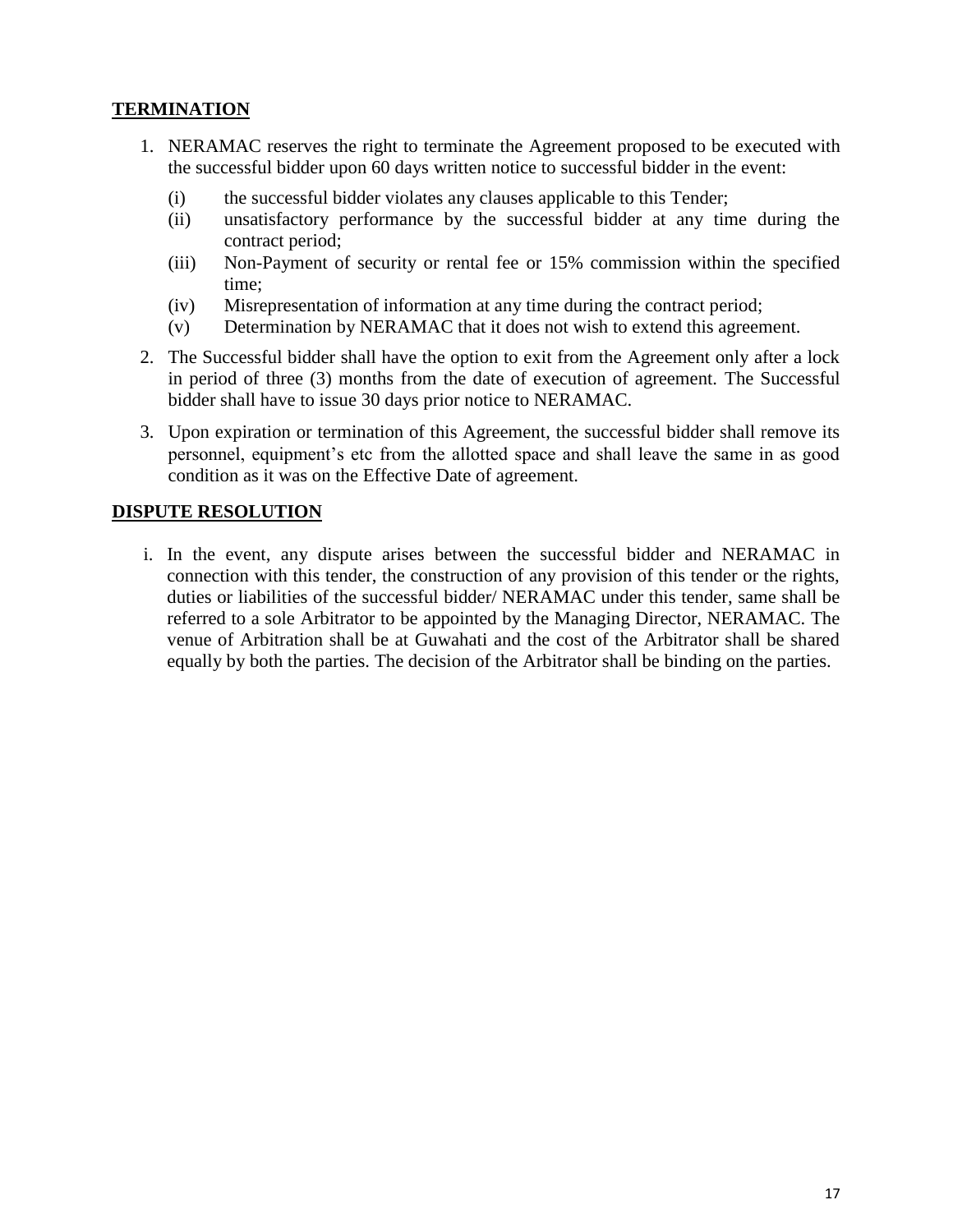## TERMINATION

1. NERAMAC reserves the right to terminate the Agreement proposed to be executed with the successful bidder upon 60 days written notice to successful bidder in the event:
   - (i) the successful bidder violates any clauses applicable to this Tender;
   - (ii) unsatisfactory performance by the successful bidder at any time during the contract period;
   - (iii) Non-Payment of security or rental fee or 15% commission within the specified time;
   - (iv) Misrepresentation of information at any time during the contract period;
   - (v) Determination by NERAMAC that it does not wish to extend this agreement.
2. The Successful bidder shall have the option to exit from the Agreement only after a lock in period of three (3) months from the date of execution of agreement. The Successful bidder shall have to issue 30 days prior notice to NERAMAC.
3. Upon expiration or termination of this Agreement, the successful bidder shall remove its personnel, equipment's etc from the allotted space and shall leave the same in as good condition as it was on the Effective Date of agreement.

## DISPUTE RESOLUTION

i. In the event, any dispute arises between the successful bidder and NERAMAC in connection with this tender, the construction of any provision of this tender or the rights, duties or liabilities of the successful bidder/ NERAMAC under this tender, same shall be referred to a sole Arbitrator to be appointed by the Managing Director, NERAMAC. The venue of Arbitration shall be at Guwahati and the cost of the Arbitrator shall be shared equally by both the parties. The decision of the Arbitrator shall be binding on the parties.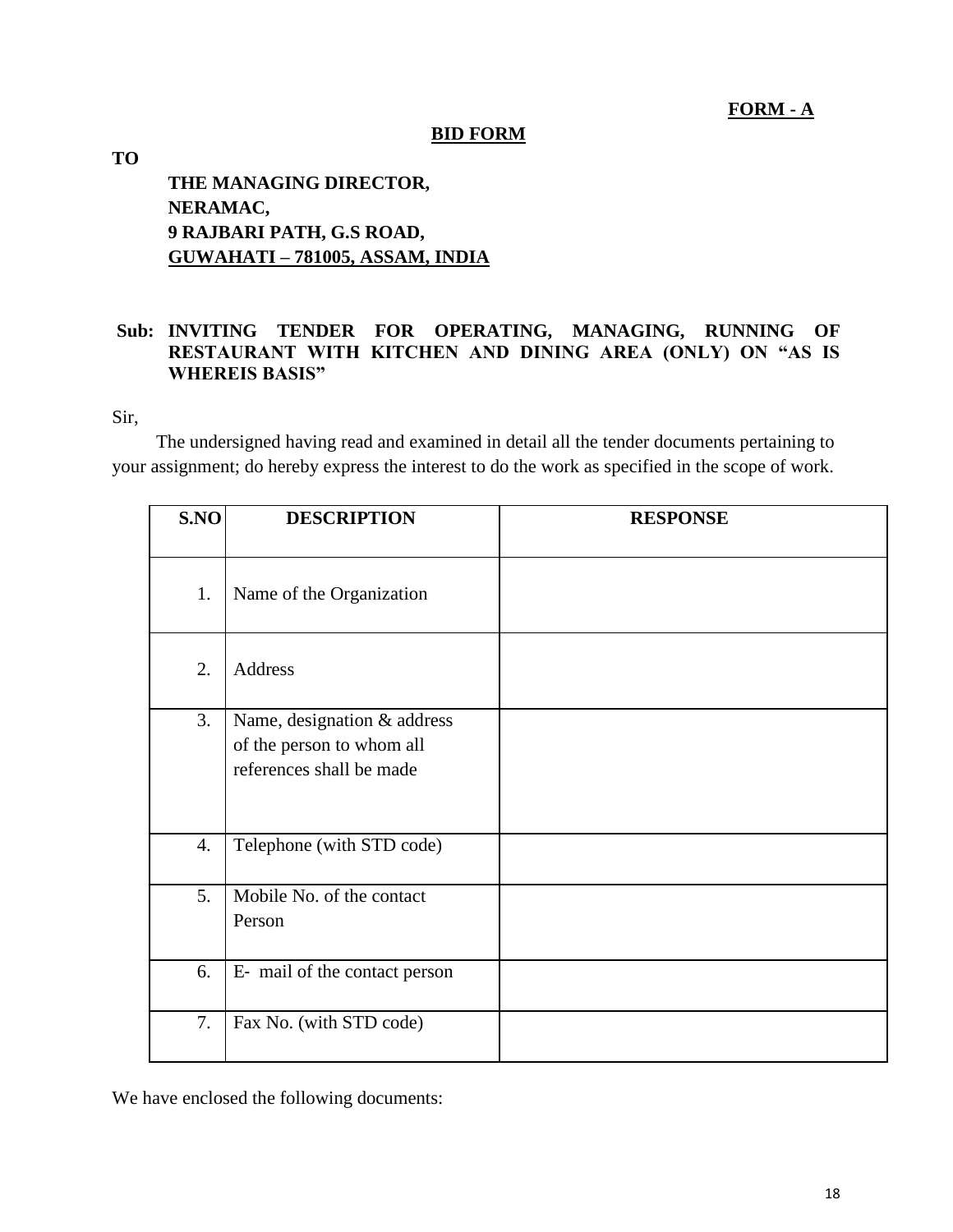**FORM - A**

**BID FORM**

**TO**

**THE MANAGING DIRECTOR,**
**NERAMAC,**
**9 RAJBARI PATH, G.S ROAD,**
**GUWAHATI – 781005, ASSAM, INDIA**

**Sub: INVITING TENDER FOR OPERATING, MANAGING, RUNNING OF RESTAURANT WITH KITCHEN AND DINING AREA (ONLY) ON "AS IS WHEREIS BASIS"**

Sir,

The undersigned having read and examined in detail all the tender documents pertaining to your assignment; do hereby express the interest to do the work as specified in the scope of work.

| S.NO | DESCRIPTION | RESPONSE |
|---|---|---|
| 1. | Name of the Organization | |
| 2. | Address | |
| 3. | Name, designation & address of the person to whom all references shall be made | |
| 4. | Telephone (with STD code) | |
| 5. | Mobile No. of the contact Person | |
| 6. | E- mail of the contact person | |
| 7. | Fax No. (with STD code) | |

We have enclosed the following documents: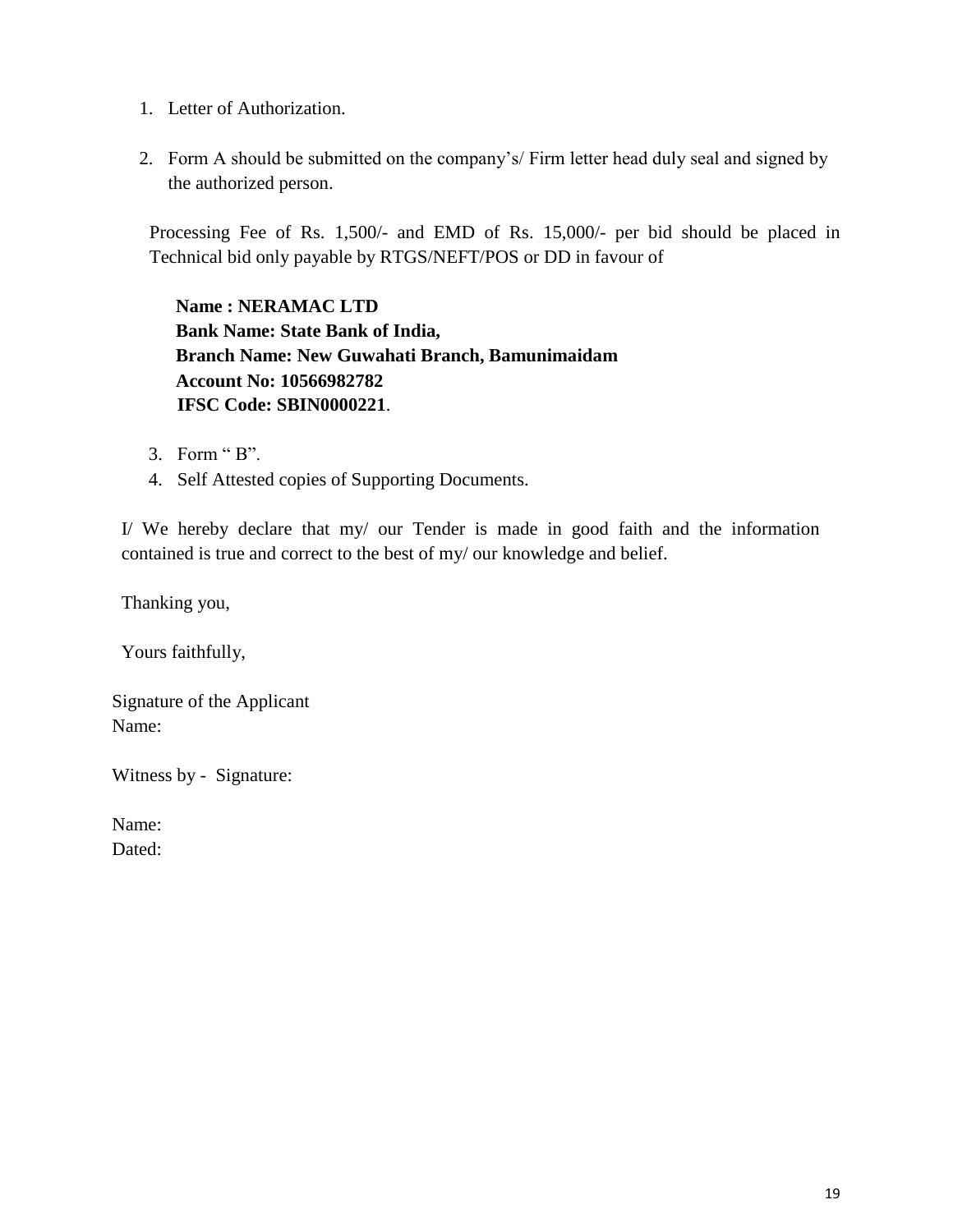1. Letter of Authorization.

2. Form A should be submitted on the company's/ Firm letter head duly seal and signed by the authorized person.

Processing Fee of Rs. 1,500/- and EMD of Rs. 15,000/- per bid should be placed in Technical bid only payable by RTGS/NEFT/POS or DD in favour of

**Name : NERAMAC LTD**
**Bank Name: State Bank of India,**
**Branch Name: New Guwahati Branch, Bamunimaidam**
**Account No: 10566982782**
**IFSC Code: SBIN0000221**.

3. Form " B".
4. Self Attested copies of Supporting Documents.

I/ We hereby declare that my/ our Tender is made in good faith and the information contained is true and correct to the best of my/ our knowledge and belief.

Thanking you,

Yours faithfully,

Signature of the Applicant
Name:

Witness by - Signature:

Name:
Dated: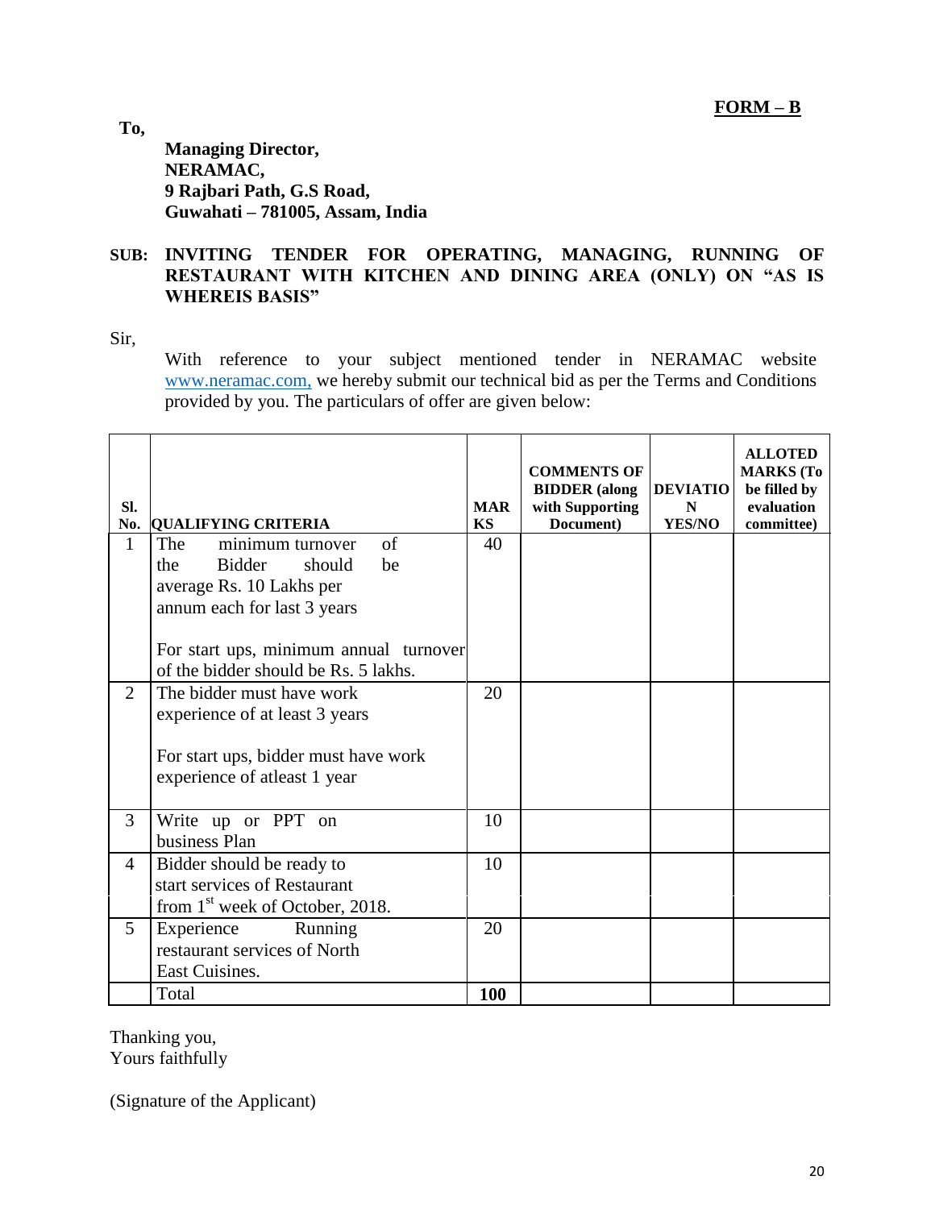**FORM – B**

**To,**

**Managing Director,**
**NERAMAC,**
**9 Rajbari Path, G.S Road,**
**Guwahati – 781005, Assam, India**

**SUB: INVITING TENDER FOR OPERATING, MANAGING, RUNNING OF RESTAURANT WITH KITCHEN AND DINING AREA (ONLY) ON "AS IS WHEREIS BASIS"**

Sir,

With reference to your subject mentioned tender in NERAMAC website www.neramac.com, we hereby submit our technical bid as per the Terms and Conditions provided by you. The particulars of offer are given below:

| Sl. No. | QUALIFYING CRITERIA | MARKS | COMMENTS OF BIDDER (along with Supporting Document) | DEVIATION YES/NO | ALLOTED MARKS (To be filled by evaluation committee) |
|---|---|---|---|---|---|
| 1 | The minimum turnover of the Bidder should be average Rs. 10 Lakhs per annum each for last 3 years<br><br>For start ups, minimum annual turnover of the bidder should be Rs. 5 lakhs. | 40 | | | |
| 2 | The bidder must have work experience of at least 3 years<br><br>For start ups, bidder must have work experience of atleast 1 year | 20 | | | |
| 3 | Write up or PPT on business Plan | 10 | | | |
| 4 | Bidder should be ready to start services of Restaurant from 1st week of October, 2018. | 10 | | | |
| 5 | Experience Running restaurant services of North East Cuisines. | 20 | | | |
| | Total | **100** | | | |

Thanking you,
Yours faithfully

(Signature of the Applicant)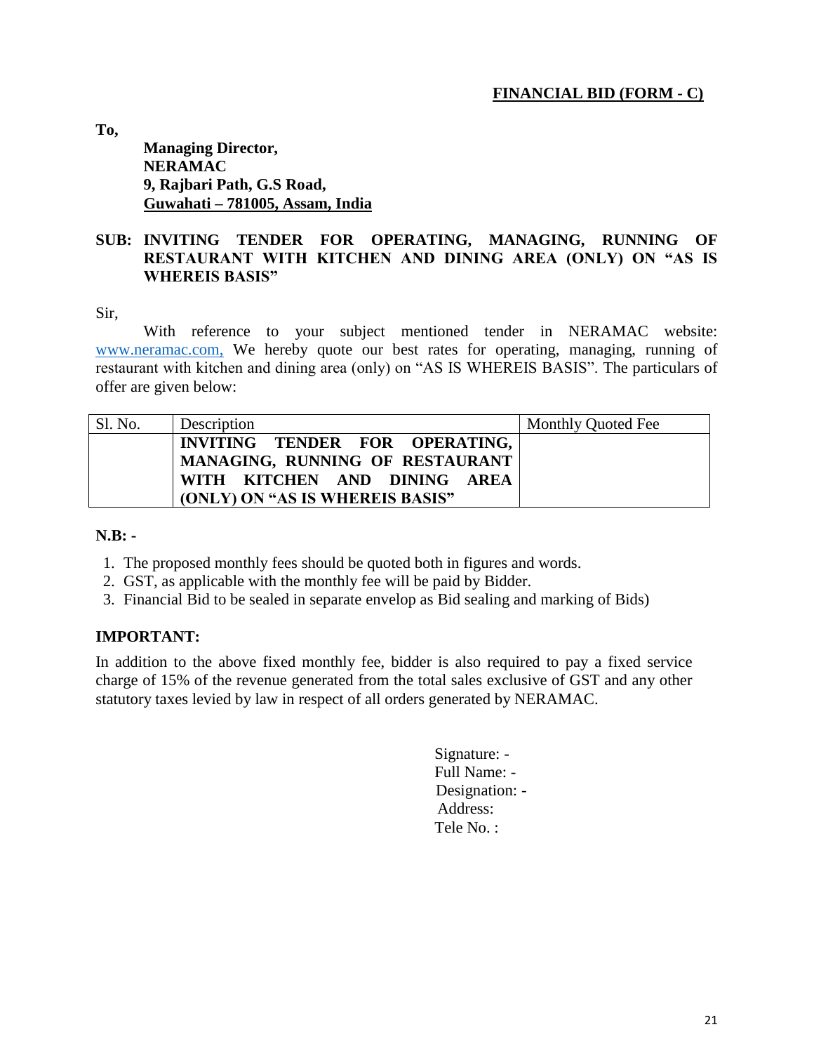**FINANCIAL BID (FORM - C)**

**To,**

**Managing Director,**
**NERAMAC**
**9, Rajbari Path, G.S Road,**
**Guwahati – 781005, Assam, India**

**SUB: INVITING TENDER FOR OPERATING, MANAGING, RUNNING OF RESTAURANT WITH KITCHEN AND DINING AREA (ONLY) ON "AS IS WHEREIS BASIS"**

Sir,

With reference to your subject mentioned tender in NERAMAC website: www.neramac.com, We hereby quote our best rates for operating, managing, running of restaurant with kitchen and dining area (only) on "AS IS WHEREIS BASIS". The particulars of offer are given below:

| Sl. No. | Description | Monthly Quoted Fee |
|---|---|---|
| | **INVITING TENDER FOR OPERATING, MANAGING, RUNNING OF RESTAURANT WITH KITCHEN AND DINING AREA (ONLY) ON "AS IS WHEREIS BASIS"** | |

**N.B: -**

1. The proposed monthly fees should be quoted both in figures and words.
2. GST, as applicable with the monthly fee will be paid by Bidder.
3. Financial Bid to be sealed in separate envelop as Bid sealing and marking of Bids)

**IMPORTANT:**

In addition to the above fixed monthly fee, bidder is also required to pay a fixed service charge of 15% of the revenue generated from the total sales exclusive of GST and any other statutory taxes levied by law in respect of all orders generated by NERAMAC.

Signature: -
Full Name: -
Designation: -
Address:
Tele No. :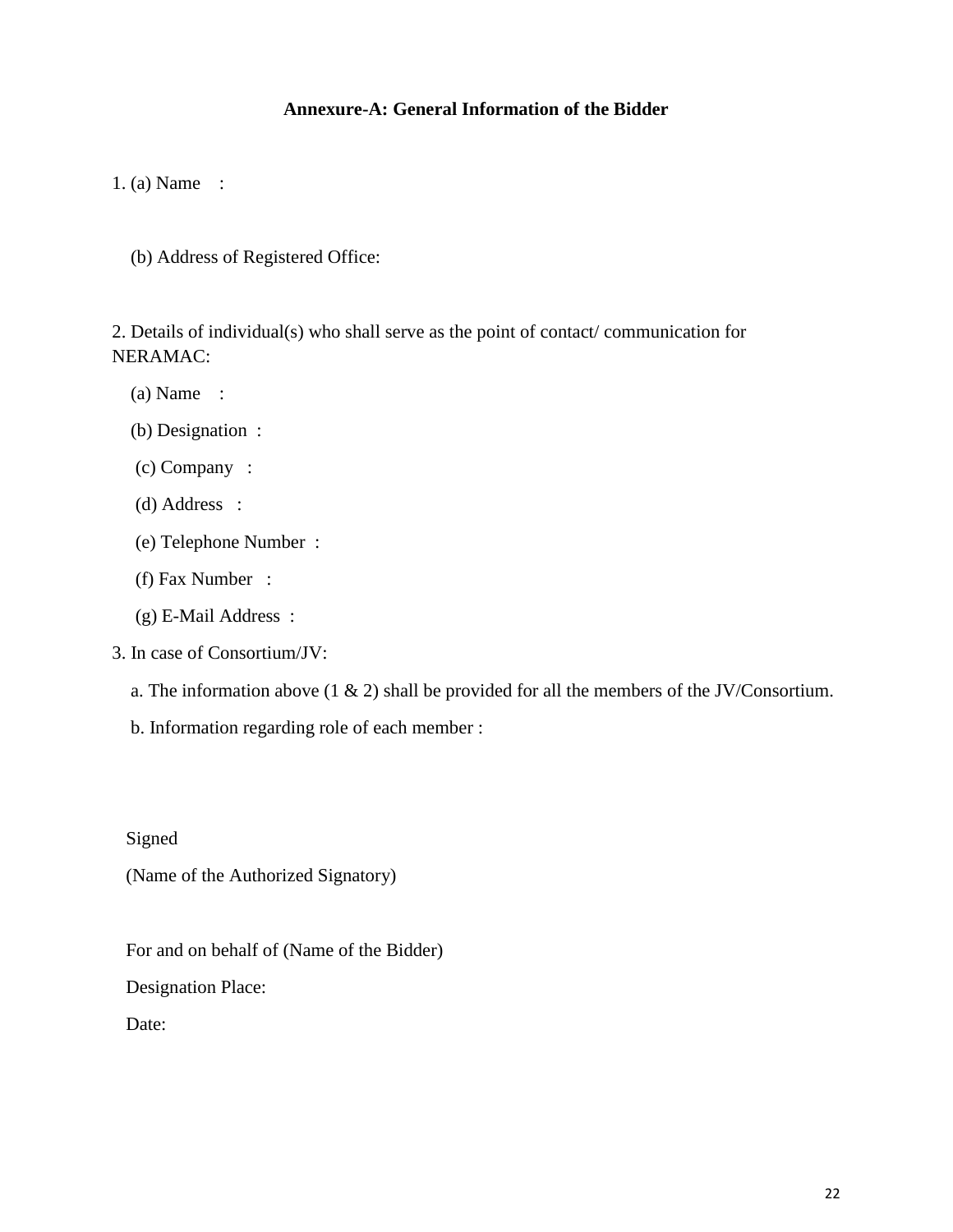### Annexure-A: General Information of the Bidder

1. (a) Name :

   (b) Address of Registered Office:

2. Details of individual(s) who shall serve as the point of contact/ communication for NERAMAC:

   (a) Name :

   (b) Designation :

   (c) Company :

   (d) Address :

   (e) Telephone Number :

   (f) Fax Number :

   (g) E-Mail Address :

3. In case of Consortium/JV:

   a. The information above (1 & 2) shall be provided for all the members of the JV/Consortium.

   b. Information regarding role of each member :

Signed

(Name of the Authorized Signatory)

For and on behalf of (Name of the Bidder)

Designation Place:

Date: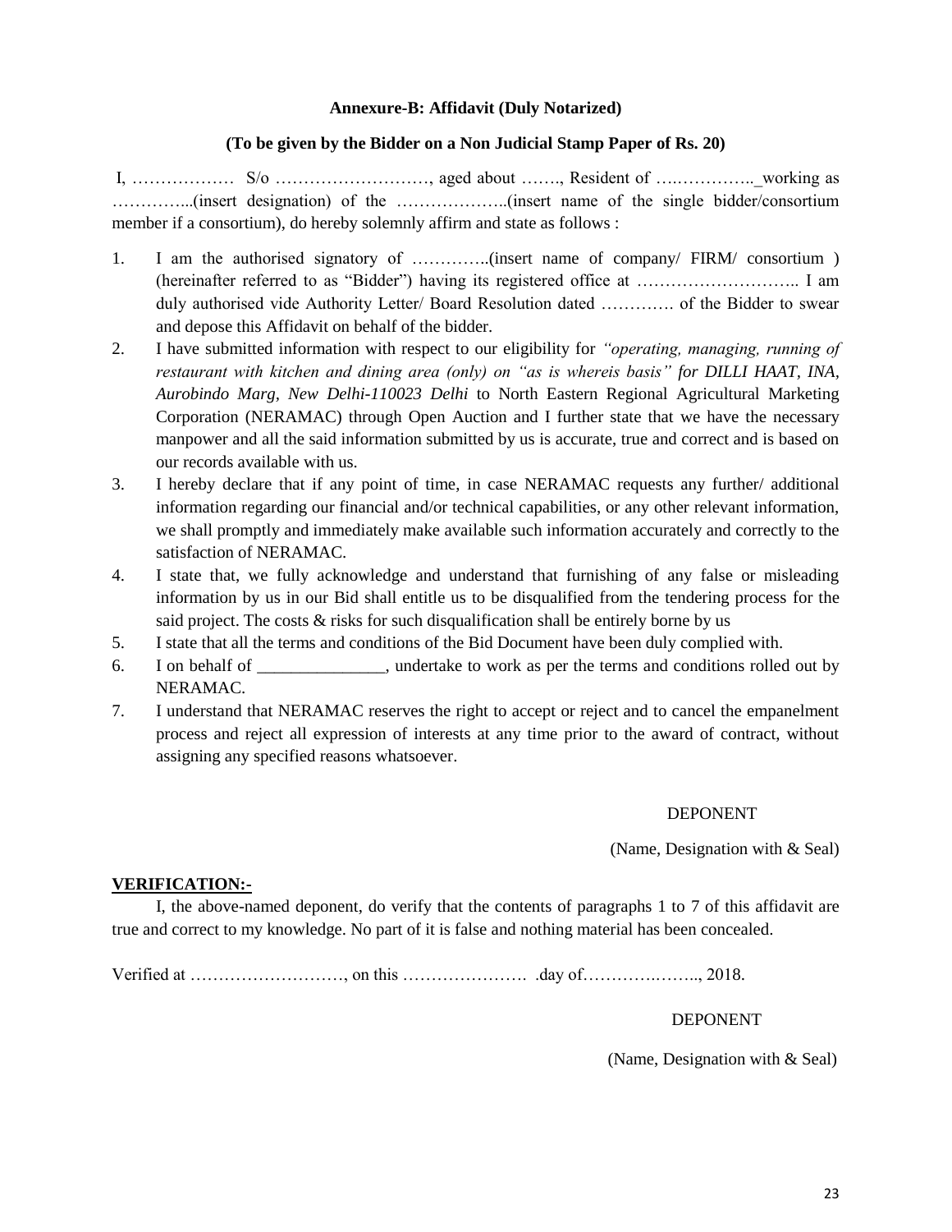**Annexure-B: Affidavit (Duly Notarized)**

**(To be given by the Bidder on a Non Judicial Stamp Paper of Rs. 20)**

I, ……………… S/o ………………………, aged about ……., Resident of ….…………._working as …………...(insert designation) of the ………………..(insert name of the single bidder/consortium member if a consortium), do hereby solemnly affirm and state as follows :

1. I am the authorised signatory of …………..(insert name of company/ FIRM/ consortium ) (hereinafter referred to as "Bidder") having its registered office at ……………………….. I am duly authorised vide Authority Letter/ Board Resolution dated …………. of the Bidder to swear and depose this Affidavit on behalf of the bidder.
2. I have submitted information with respect to our eligibility for *"operating, managing, running of restaurant with kitchen and dining area (only) on "as is whereis basis" for DILLI HAAT, INA, Aurobindo Marg, New Delhi-110023 Delhi* to North Eastern Regional Agricultural Marketing Corporation (NERAMAC) through Open Auction and I further state that we have the necessary manpower and all the said information submitted by us is accurate, true and correct and is based on our records available with us.
3. I hereby declare that if any point of time, in case NERAMAC requests any further/ additional information regarding our financial and/or technical capabilities, or any other relevant information, we shall promptly and immediately make available such information accurately and correctly to the satisfaction of NERAMAC.
4. I state that, we fully acknowledge and understand that furnishing of any false or misleading information by us in our Bid shall entitle us to be disqualified from the tendering process for the said project. The costs & risks for such disqualification shall be entirely borne by us
5. I state that all the terms and conditions of the Bid Document have been duly complied with.
6. I on behalf of _______________, undertake to work as per the terms and conditions rolled out by NERAMAC.
7. I understand that NERAMAC reserves the right to accept or reject and to cancel the empanelment process and reject all expression of interests at any time prior to the award of contract, without assigning any specified reasons whatsoever.

DEPONENT

(Name, Designation with & Seal)

**VERIFICATION:-**

I, the above-named deponent, do verify that the contents of paragraphs 1 to 7 of this affidavit are true and correct to my knowledge. No part of it is false and nothing material has been concealed.

Verified at ………………………, on this …………………. .day of………….…….., 2018.

DEPONENT

(Name, Designation with & Seal)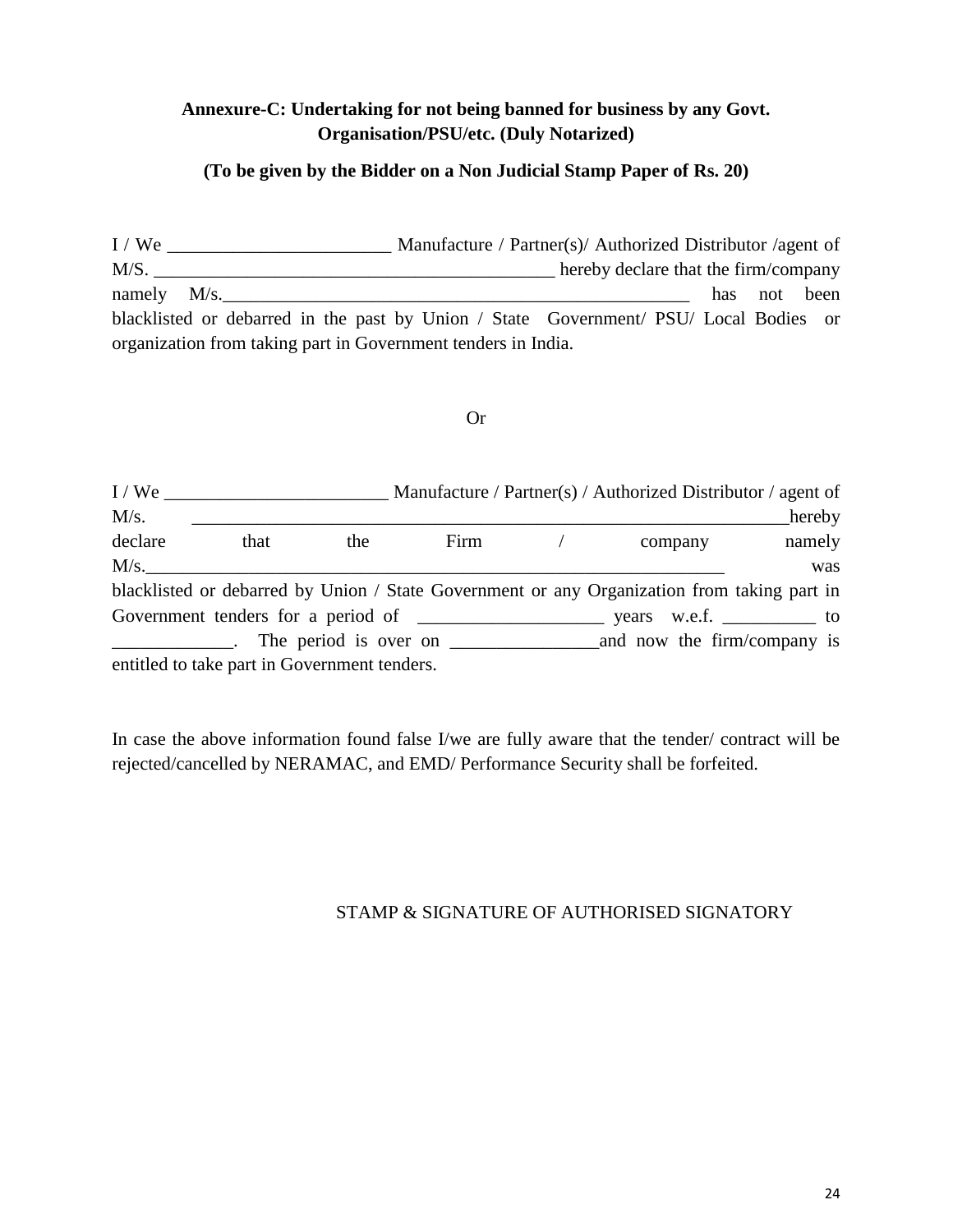**Annexure-C: Undertaking for not being banned for business by any Govt. Organisation/PSU/etc. (Duly Notarized)**

**(To be given by the Bidder on a Non Judicial Stamp Paper of Rs. 20)**

I / We ________________________ Manufacture / Partner(s)/ Authorized Distributor /agent of M/S. ____________________________________________ hereby declare that the firm/company namely M/s.____________________________________________________ has not been blacklisted or debarred in the past by Union / State Government/ PSU/ Local Bodies or organization from taking part in Government tenders in India.

Or

I / We ________________________ Manufacture / Partner(s) / Authorized Distributor / agent of M/s. _________________________________________________________________hereby declare that the Firm / company namely M/s.________________________________________________________________ was blacklisted or debarred by Union / State Government or any Organization from taking part in Government tenders for a period of ___________________ years w.e.f. __________ to _____________. The period is over on ________________and now the firm/company is entitled to take part in Government tenders.

In case the above information found false I/we are fully aware that the tender/ contract will be rejected/cancelled by NERAMAC, and EMD/ Performance Security shall be forfeited.

STAMP & SIGNATURE OF AUTHORISED SIGNATORY